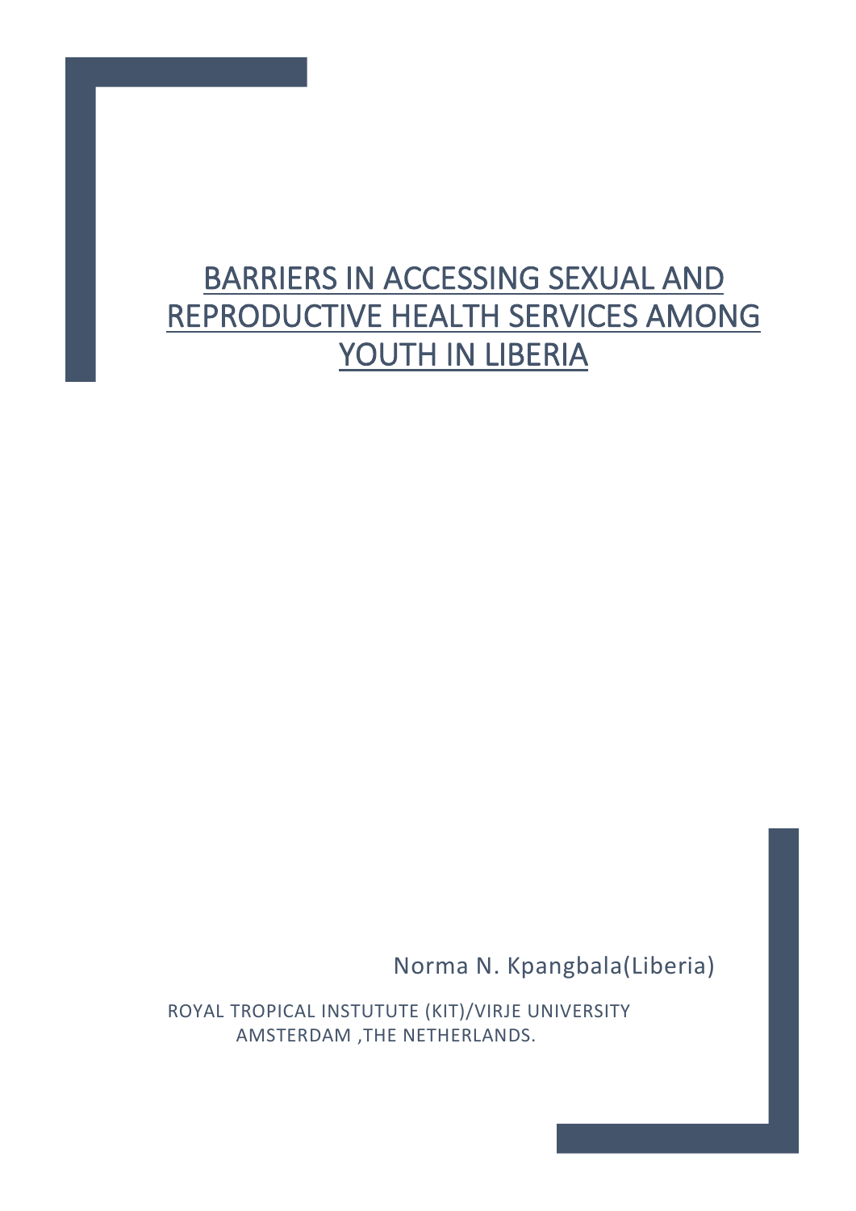# BARRIERS IN ACCESSING SEXUAL AND REPRODUCTIVE HEALTH SERVICES AMONG YOUTH IN LIBERIA

Norma N. Kpangbala(Liberia)

ROYAL TROPICAL INSTUTUTE (KIT)/VIRJE UNIVERSITY AMSTERDAM ,THE NETHERLANDS.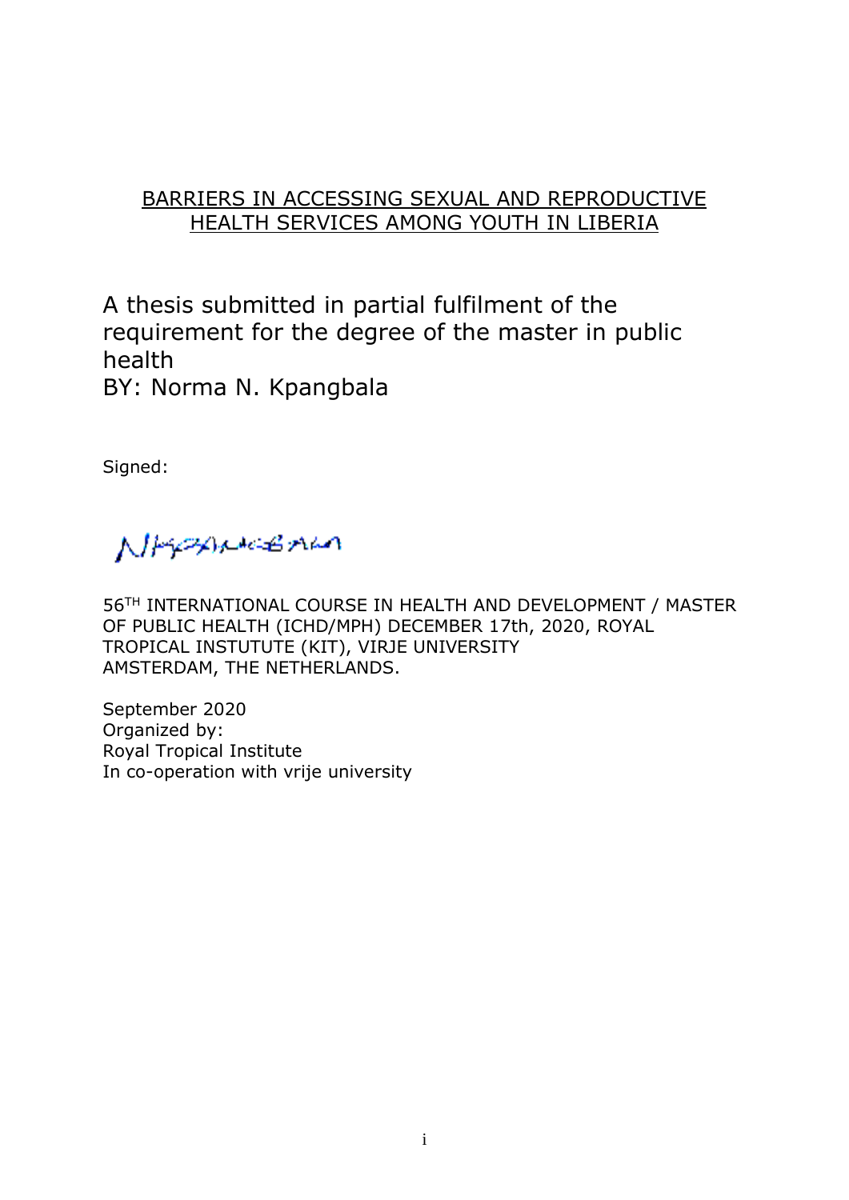BARRIERS IN ACCESSING SEXUAL AND REPRODUCTIVE HEALTH SERVICES AMONG YOUTH IN LIBERIA

A thesis submitted in partial fulfilment of the requirement for the degree of the master in public health
BY: Norma N. Kpangbala

Signed:

56TH INTERNATIONAL COURSE IN HEALTH AND DEVELOPMENT / MASTER OF PUBLIC HEALTH (ICHD/MPH) DECEMBER 17th, 2020, ROYAL TROPICAL INSTUTUTE (KIT), VIRJE UNIVERSITY AMSTERDAM, THE NETHERLANDS.

September 2020
Organized by:
Royal Tropical Institute
In co-operation with vrije university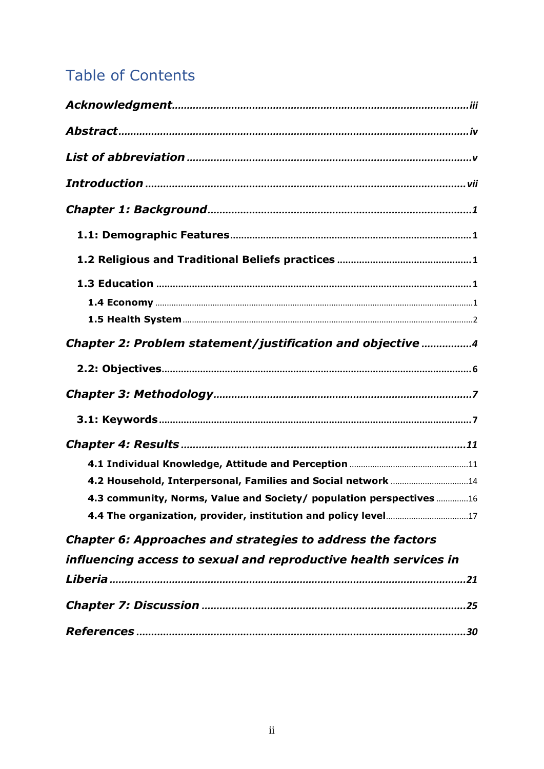# Table of Contents

*Acknowledgment* ........ *iii*

*Abstract* ........ *iv*

*List of abbreviation* ........ *v*

*Introduction* ........ *vii*

*Chapter 1: Background* ........ *1*

**1.1: Demographic Features** ........ 1

**1.2 Religious and Traditional Beliefs practices** ........ 1

**1.3 Education** ........ 1

**1.4 Economy** ........ 1

**1.5 Health System** ........ 2

*Chapter 2: Problem statement/justification and objective* ........ *4*

**2.2: Objectives** ........ 6

*Chapter 3: Methodology* ........ *7*

**3.1: Keywords** ........ 7

*Chapter 4: Results* ........ *11*

**4.1 Individual Knowledge, Attitude and Perception** ........ 11

**4.2 Household, Interpersonal, Families and Social network** ........ 14

**4.3 community, Norms, Value and Society/ population perspectives** ........ 16

**4.4 The organization, provider, institution and policy level** ........ 17

*Chapter 6: Approaches and strategies to address the factors influencing access to sexual and reproductive health services in Liberia* ........ *21*

*Chapter 7: Discussion* ........ *25*

*References* ........ *30*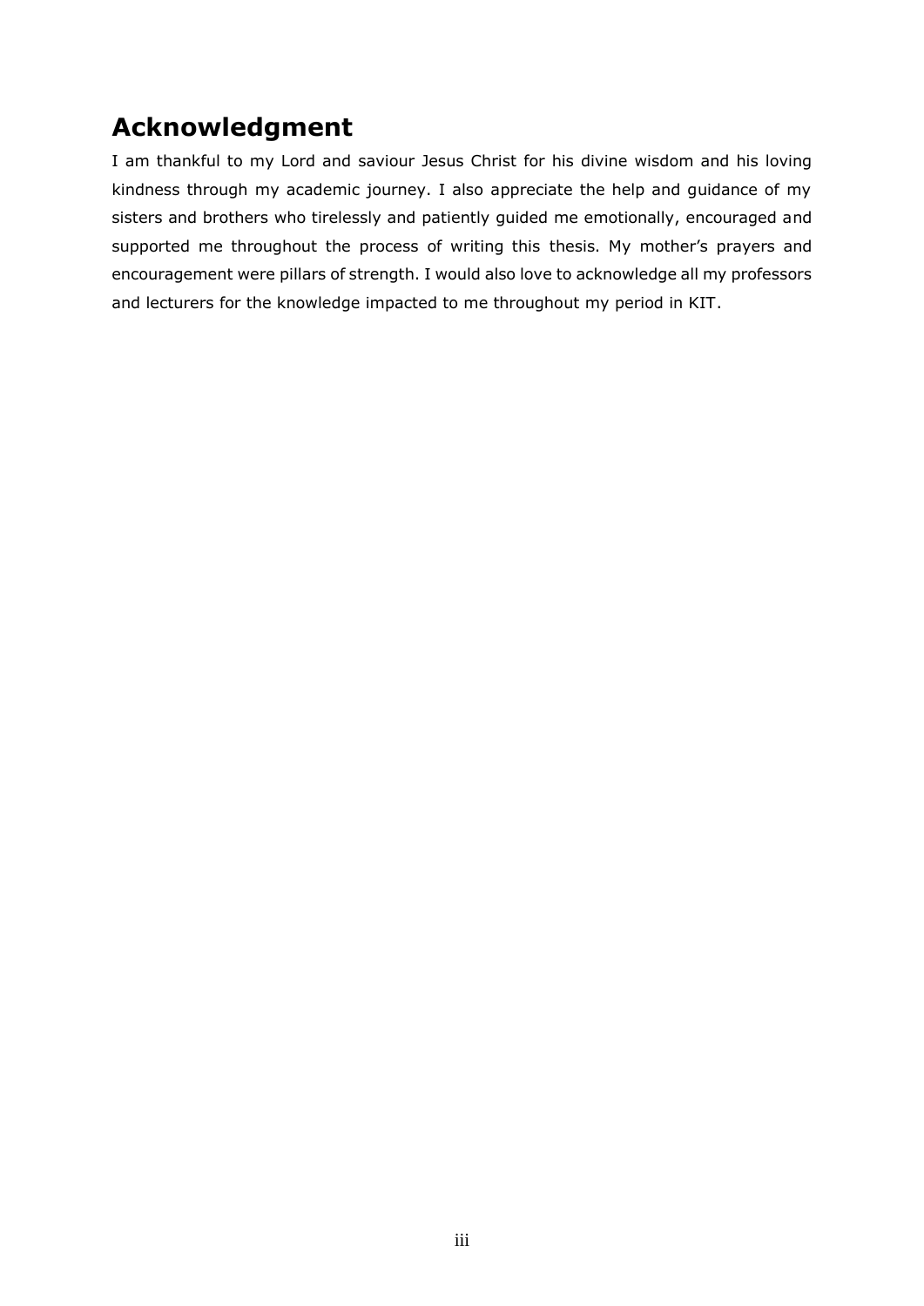## Acknowledgment

I am thankful to my Lord and saviour Jesus Christ for his divine wisdom and his loving kindness through my academic journey. I also appreciate the help and guidance of my sisters and brothers who tirelessly and patiently guided me emotionally, encouraged and supported me throughout the process of writing this thesis. My mother's prayers and encouragement were pillars of strength. I would also love to acknowledge all my professors and lecturers for the knowledge impacted to me throughout my period in KIT.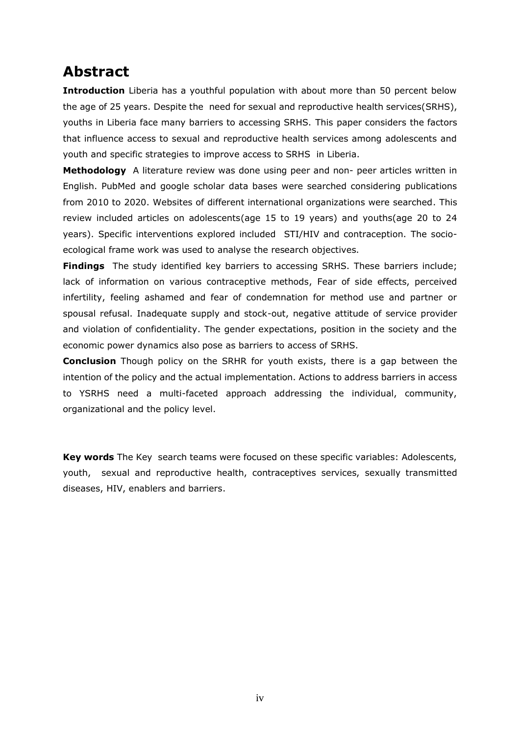# Abstract

**Introduction** Liberia has a youthful population with about more than 50 percent below the age of 25 years. Despite the need for sexual and reproductive health services(SRHS), youths in Liberia face many barriers to accessing SRHS. This paper considers the factors that influence access to sexual and reproductive health services among adolescents and youth and specific strategies to improve access to SRHS in Liberia.

**Methodology** A literature review was done using peer and non- peer articles written in English. PubMed and google scholar data bases were searched considering publications from 2010 to 2020. Websites of different international organizations were searched. This review included articles on adolescents(age 15 to 19 years) and youths(age 20 to 24 years). Specific interventions explored included STI/HIV and contraception. The socio-ecological frame work was used to analyse the research objectives.

**Findings** The study identified key barriers to accessing SRHS. These barriers include; lack of information on various contraceptive methods, Fear of side effects, perceived infertility, feeling ashamed and fear of condemnation for method use and partner or spousal refusal. Inadequate supply and stock-out, negative attitude of service provider and violation of confidentiality. The gender expectations, position in the society and the economic power dynamics also pose as barriers to access of SRHS.

**Conclusion** Though policy on the SRHR for youth exists, there is a gap between the intention of the policy and the actual implementation. Actions to address barriers in access to YSRHS need a multi-faceted approach addressing the individual, community, organizational and the policy level.

**Key words** The Key search teams were focused on these specific variables: Adolescents, youth, sexual and reproductive health, contraceptives services, sexually transmitted diseases, HIV, enablers and barriers.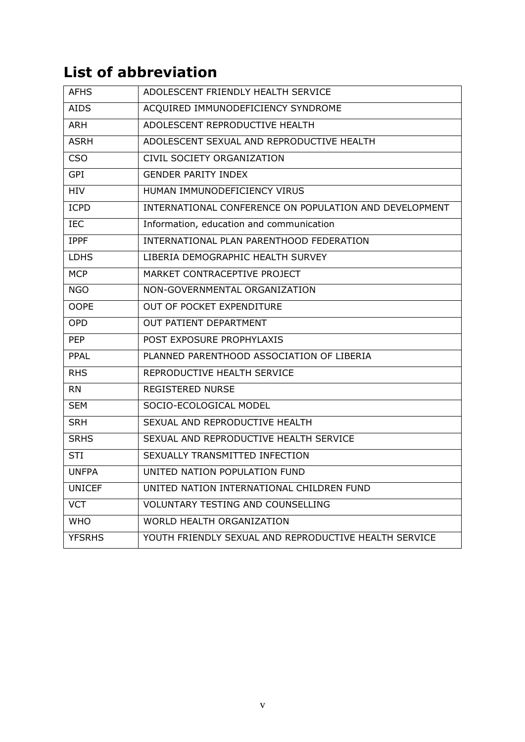## List of abbreviation

| | |
|---|---|
| AFHS | ADOLESCENT FRIENDLY HEALTH SERVICE |
| AIDS | ACQUIRED IMMUNODEFICIENCY SYNDROME |
| ARH | ADOLESCENT REPRODUCTIVE HEALTH |
| ASRH | ADOLESCENT SEXUAL AND REPRODUCTIVE HEALTH |
| CSO | CIVIL SOCIETY ORGANIZATION |
| GPI | GENDER PARITY INDEX |
| HIV | HUMAN IMMUNODEFICIENCY VIRUS |
| ICPD | INTERNATIONAL CONFERENCE ON POPULATION AND DEVELOPMENT |
| IEC | Information, education and communication |
| IPPF | INTERNATIONAL PLAN PARENTHOOD FEDERATION |
| LDHS | LIBERIA DEMOGRAPHIC HEALTH SURVEY |
| MCP | MARKET CONTRACEPTIVE PROJECT |
| NGO | NON-GOVERNMENTAL ORGANIZATION |
| OOPE | OUT OF POCKET EXPENDITURE |
| OPD | OUT PATIENT DEPARTMENT |
| PEP | POST EXPOSURE PROPHYLAXIS |
| PPAL | PLANNED PARENTHOOD ASSOCIATION OF LIBERIA |
| RHS | REPRODUCTIVE HEALTH SERVICE |
| RN | REGISTERED NURSE |
| SEM | SOCIO-ECOLOGICAL MODEL |
| SRH | SEXUAL AND REPRODUCTIVE HEALTH |
| SRHS | SEXUAL AND REPRODUCTIVE HEALTH SERVICE |
| STI | SEXUALLY TRANSMITTED INFECTION |
| UNFPA | UNITED NATION POPULATION FUND |
| UNICEF | UNITED NATION INTERNATIONAL CHILDREN FUND |
| VCT | VOLUNTARY TESTING AND COUNSELLING |
| WHO | WORLD HEALTH ORGANIZATION |
| YFSRHS | YOUTH FRIENDLY SEXUAL AND REPRODUCTIVE HEALTH SERVICE |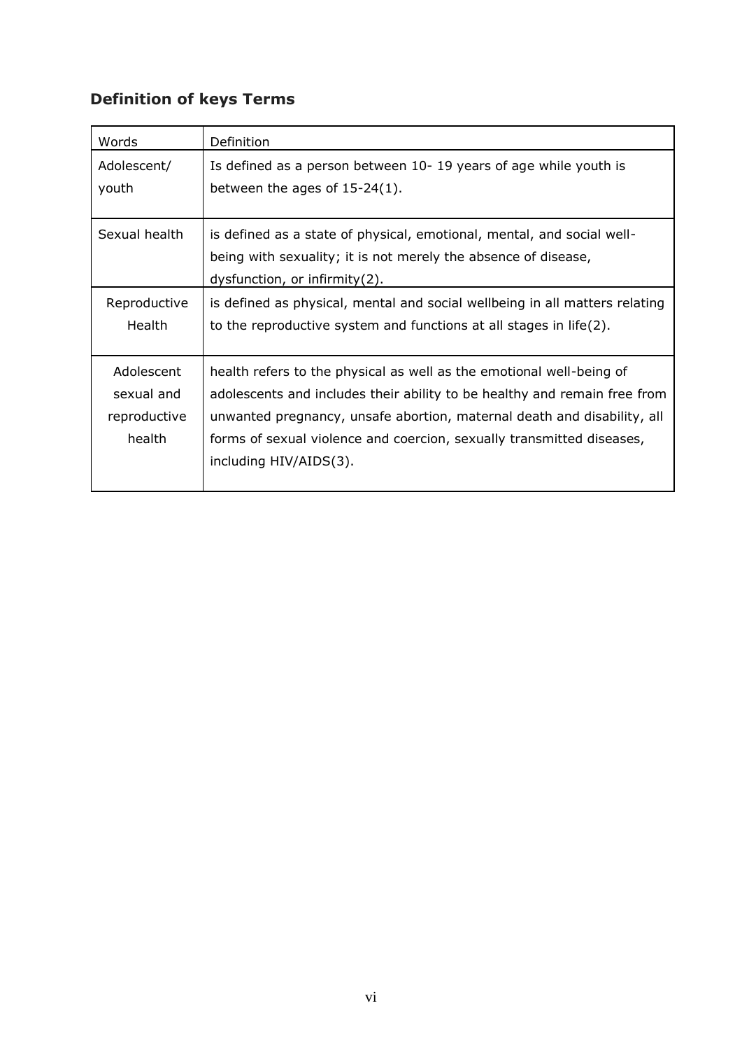## Definition of keys Terms

| Words | Definition |
|---|---|
| Adolescent/ youth | Is defined as a person between 10- 19 years of age while youth is between the ages of 15-24(1). |
| Sexual health | is defined as a state of physical, emotional, mental, and social well-being with sexuality; it is not merely the absence of disease, dysfunction, or infirmity(2). |
| Reproductive Health | is defined as physical, mental and social wellbeing in all matters relating to the reproductive system and functions at all stages in life(2). |
| Adolescent sexual and reproductive health | health refers to the physical as well as the emotional well-being of adolescents and includes their ability to be healthy and remain free from unwanted pregnancy, unsafe abortion, maternal death and disability, all forms of sexual violence and coercion, sexually transmitted diseases, including HIV/AIDS(3). |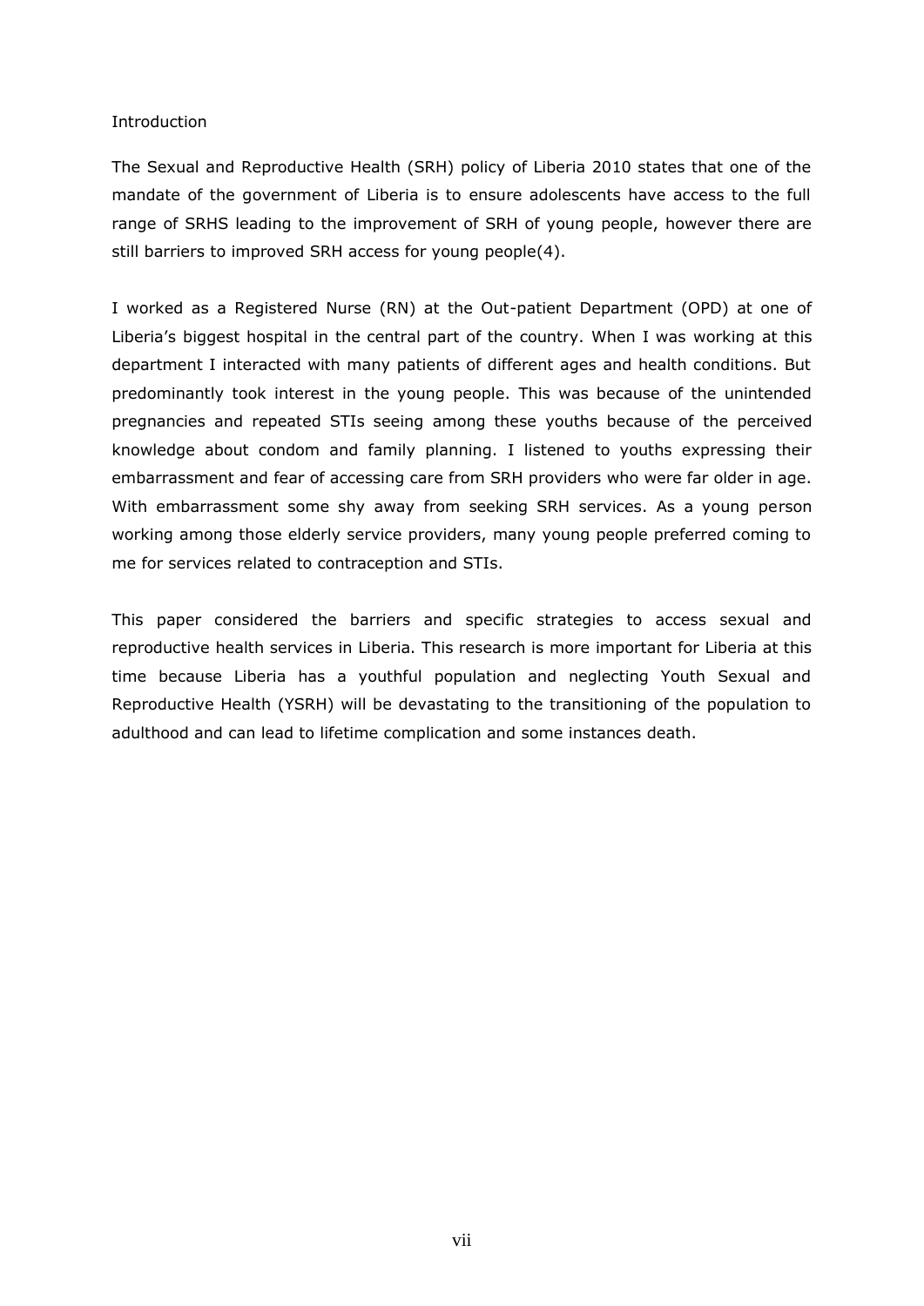# Introduction

The Sexual and Reproductive Health (SRH) policy of Liberia 2010 states that one of the mandate of the government of Liberia is to ensure adolescents have access to the full range of SRHS leading to the improvement of SRH of young people, however there are still barriers to improved SRH access for young people(4).

I worked as a Registered Nurse (RN) at the Out-patient Department (OPD) at one of Liberia's biggest hospital in the central part of the country. When I was working at this department I interacted with many patients of different ages and health conditions. But predominantly took interest in the young people. This was because of the unintended pregnancies and repeated STIs seeing among these youths because of the perceived knowledge about condom and family planning. I listened to youths expressing their embarrassment and fear of accessing care from SRH providers who were far older in age. With embarrassment some shy away from seeking SRH services. As a young person working among those elderly service providers, many young people preferred coming to me for services related to contraception and STIs.

This paper considered the barriers and specific strategies to access sexual and reproductive health services in Liberia. This research is more important for Liberia at this time because Liberia has a youthful population and neglecting Youth Sexual and Reproductive Health (YSRH) will be devastating to the transitioning of the population to adulthood and can lead to lifetime complication and some instances death.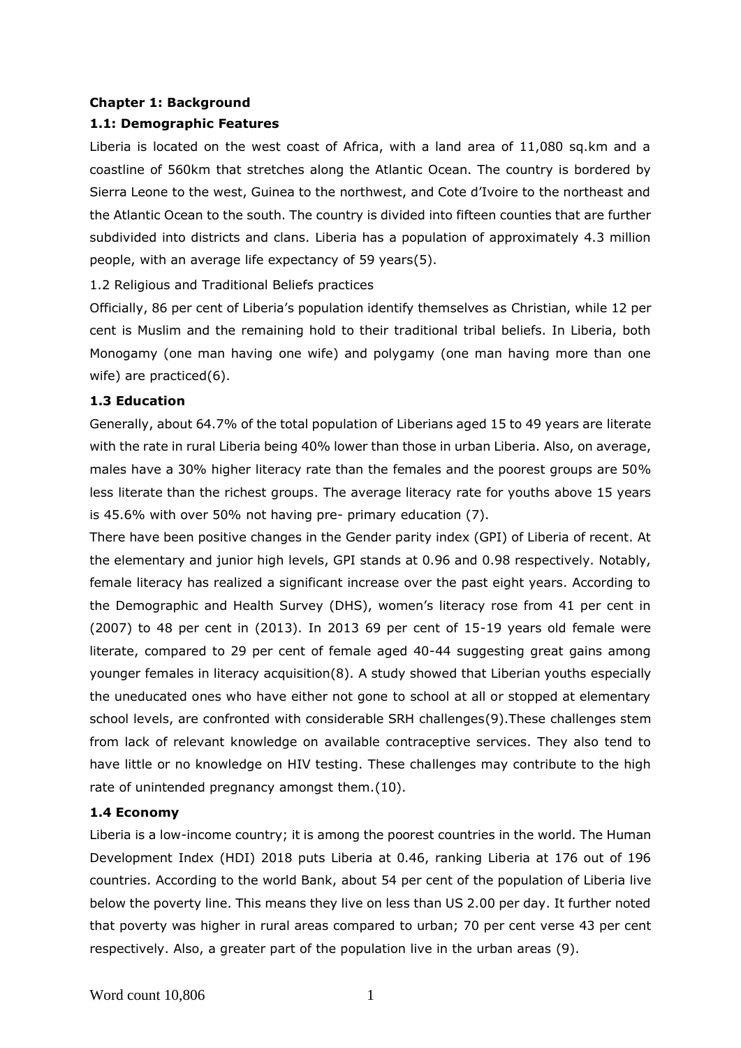## Chapter 1: Background

### 1.1: Demographic Features

Liberia is located on the west coast of Africa, with a land area of 11,080 sq.km and a coastline of 560km that stretches along the Atlantic Ocean. The country is bordered by Sierra Leone to the west, Guinea to the northwest, and Cote d'Ivoire to the northeast and the Atlantic Ocean to the south. The country is divided into fifteen counties that are further subdivided into districts and clans. Liberia has a population of approximately 4.3 million people, with an average life expectancy of 59 years(5).

### 1.2 Religious and Traditional Beliefs practices

Officially, 86 per cent of Liberia's population identify themselves as Christian, while 12 per cent is Muslim and the remaining hold to their traditional tribal beliefs. In Liberia, both Monogamy (one man having one wife) and polygamy (one man having more than one wife) are practiced(6).

### 1.3 Education

Generally, about 64.7% of the total population of Liberians aged 15 to 49 years are literate with the rate in rural Liberia being 40% lower than those in urban Liberia. Also, on average, males have a 30% higher literacy rate than the females and the poorest groups are 50% less literate than the richest groups. The average literacy rate for youths above 15 years is 45.6% with over 50% not having pre- primary education (7).

There have been positive changes in the Gender parity index (GPI) of Liberia of recent. At the elementary and junior high levels, GPI stands at 0.96 and 0.98 respectively. Notably, female literacy has realized a significant increase over the past eight years. According to the Demographic and Health Survey (DHS), women's literacy rose from 41 per cent in (2007) to 48 per cent in (2013). In 2013 69 per cent of 15-19 years old female were literate, compared to 29 per cent of female aged 40-44 suggesting great gains among younger females in literacy acquisition(8). A study showed that Liberian youths especially the uneducated ones who have either not gone to school at all or stopped at elementary school levels, are confronted with considerable SRH challenges(9).These challenges stem from lack of relevant knowledge on available contraceptive services. They also tend to have little or no knowledge on HIV testing. These challenges may contribute to the high rate of unintended pregnancy amongst them.(10).

### 1.4 Economy

Liberia is a low-income country; it is among the poorest countries in the world. The Human Development Index (HDI) 2018 puts Liberia at 0.46, ranking Liberia at 176 out of 196 countries. According to the world Bank, about 54 per cent of the population of Liberia live below the poverty line. This means they live on less than US 2.00 per day. It further noted that poverty was higher in rural areas compared to urban; 70 per cent verse 43 per cent respectively. Also, a greater part of the population live in the urban areas (9).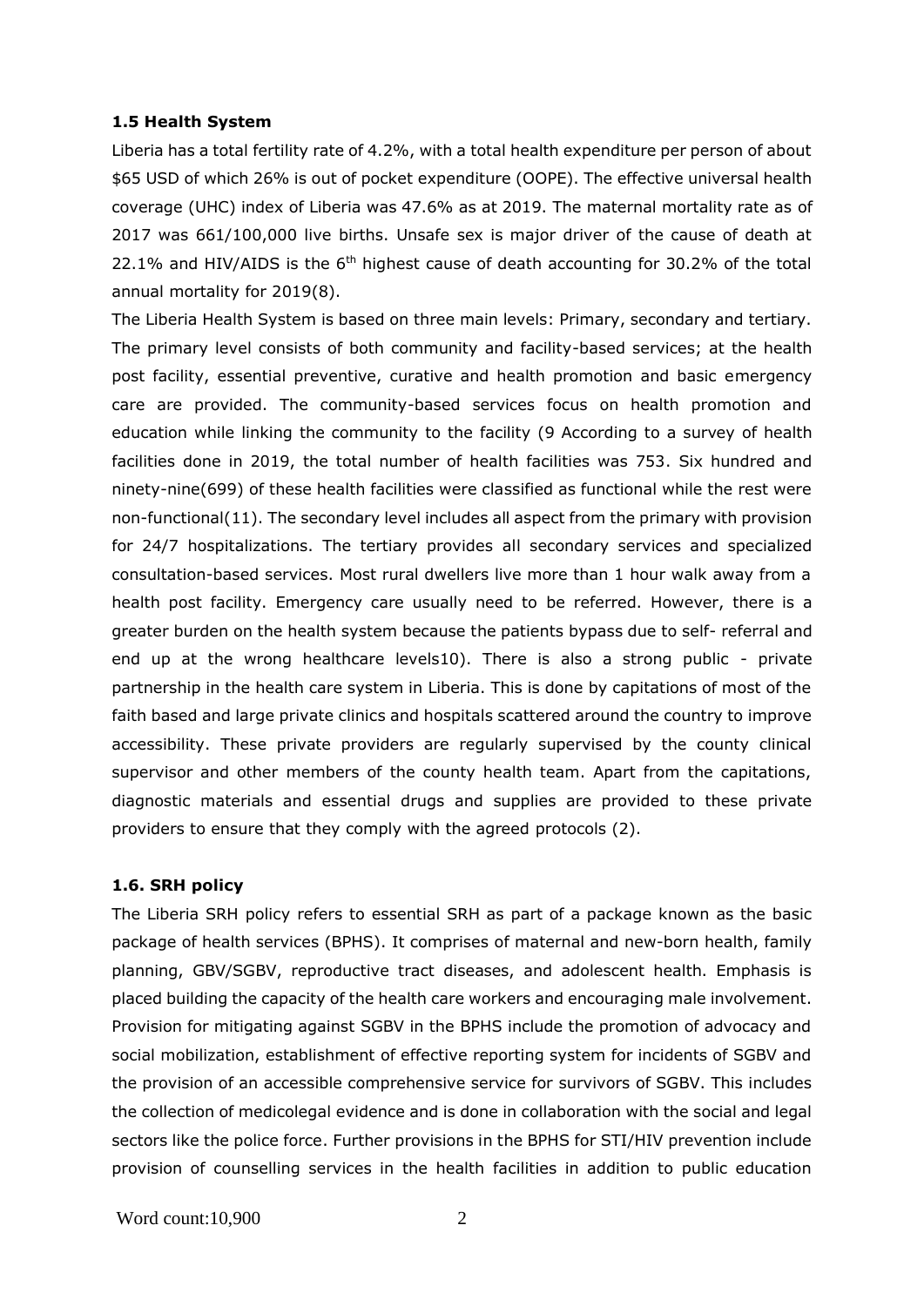**1.5 Health System**

Liberia has a total fertility rate of 4.2%, with a total health expenditure per person of about \$65 USD of which 26% is out of pocket expenditure (OOPE). The effective universal health coverage (UHC) index of Liberia was 47.6% as at 2019. The maternal mortality rate as of 2017 was 661/100,000 live births. Unsafe sex is major driver of the cause of death at 22.1% and HIV/AIDS is the 6th highest cause of death accounting for 30.2% of the total annual mortality for 2019(8).

The Liberia Health System is based on three main levels: Primary, secondary and tertiary. The primary level consists of both community and facility-based services; at the health post facility, essential preventive, curative and health promotion and basic emergency care are provided. The community-based services focus on health promotion and education while linking the community to the facility (9 According to a survey of health facilities done in 2019, the total number of health facilities was 753. Six hundred and ninety-nine(699) of these health facilities were classified as functional while the rest were non-functional(11). The secondary level includes all aspect from the primary with provision for 24/7 hospitalizations. The tertiary provides all secondary services and specialized consultation-based services. Most rural dwellers live more than 1 hour walk away from a health post facility. Emergency care usually need to be referred. However, there is a greater burden on the health system because the patients bypass due to self- referral and end up at the wrong healthcare levels10). There is also a strong public - private partnership in the health care system in Liberia. This is done by capitations of most of the faith based and large private clinics and hospitals scattered around the country to improve accessibility. These private providers are regularly supervised by the county clinical supervisor and other members of the county health team. Apart from the capitations, diagnostic materials and essential drugs and supplies are provided to these private providers to ensure that they comply with the agreed protocols (2).

**1.6. SRH policy**

The Liberia SRH policy refers to essential SRH as part of a package known as the basic package of health services (BPHS). It comprises of maternal and new-born health, family planning, GBV/SGBV, reproductive tract diseases, and adolescent health. Emphasis is placed building the capacity of the health care workers and encouraging male involvement. Provision for mitigating against SGBV in the BPHS include the promotion of advocacy and social mobilization, establishment of effective reporting system for incidents of SGBV and the provision of an accessible comprehensive service for survivors of SGBV. This includes the collection of medicolegal evidence and is done in collaboration with the social and legal sectors like the police force. Further provisions in the BPHS for STI/HIV prevention include provision of counselling services in the health facilities in addition to public education

Word count:10,900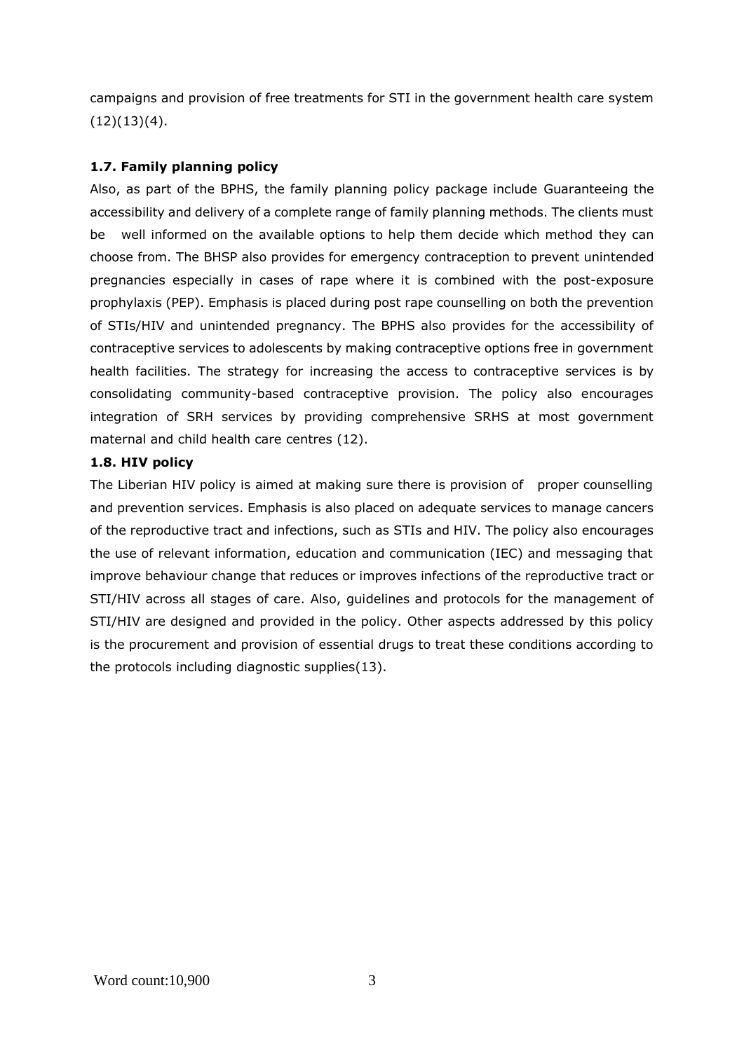campaigns and provision of free treatments for STI in the government health care system (12)(13)(4).

### 1.7. Family planning policy

Also, as part of the BPHS, the family planning policy package include Guaranteeing the accessibility and delivery of a complete range of family planning methods. The clients must be well informed on the available options to help them decide which method they can choose from. The BHSP also provides for emergency contraception to prevent unintended pregnancies especially in cases of rape where it is combined with the post-exposure prophylaxis (PEP). Emphasis is placed during post rape counselling on both the prevention of STIs/HIV and unintended pregnancy. The BPHS also provides for the accessibility of contraceptive services to adolescents by making contraceptive options free in government health facilities. The strategy for increasing the access to contraceptive services is by consolidating community-based contraceptive provision. The policy also encourages integration of SRH services by providing comprehensive SRHS at most government maternal and child health care centres (12).

### 1.8. HIV policy

The Liberian HIV policy is aimed at making sure there is provision of proper counselling and prevention services. Emphasis is also placed on adequate services to manage cancers of the reproductive tract and infections, such as STIs and HIV. The policy also encourages the use of relevant information, education and communication (IEC) and messaging that improve behaviour change that reduces or improves infections of the reproductive tract or STI/HIV across all stages of care. Also, guidelines and protocols for the management of STI/HIV are designed and provided in the policy. Other aspects addressed by this policy is the procurement and provision of essential drugs to treat these conditions according to the protocols including diagnostic supplies(13).

Word count:10,900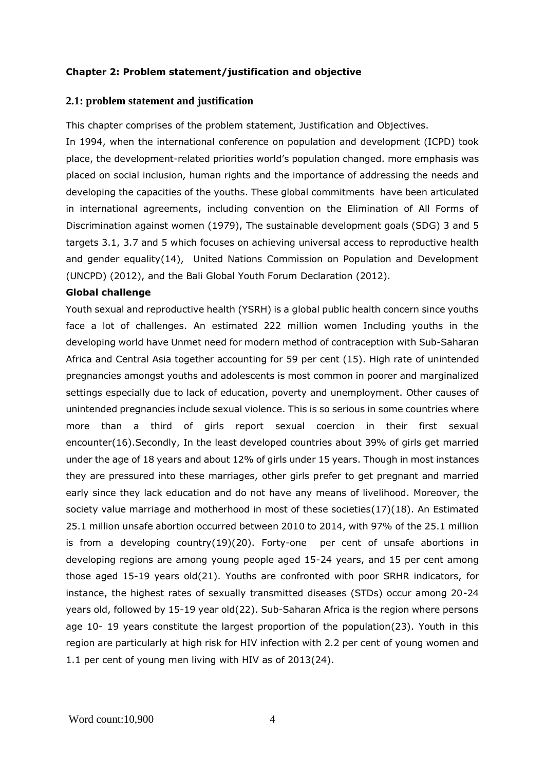**Chapter 2: Problem statement/justification and objective**

## 2.1: problem statement and justification

This chapter comprises of the problem statement, Justification and Objectives.

In 1994, when the international conference on population and development (ICPD) took place, the development-related priorities world's population changed. more emphasis was placed on social inclusion, human rights and the importance of addressing the needs and developing the capacities of the youths. These global commitments have been articulated in international agreements, including convention on the Elimination of All Forms of Discrimination against women (1979), The sustainable development goals (SDG) 3 and 5 targets 3.1, 3.7 and 5 which focuses on achieving universal access to reproductive health and gender equality(14), United Nations Commission on Population and Development (UNCPD) (2012), and the Bali Global Youth Forum Declaration (2012).

**Global challenge**

Youth sexual and reproductive health (YSRH) is a global public health concern since youths face a lot of challenges. An estimated 222 million women Including youths in the developing world have Unmet need for modern method of contraception with Sub-Saharan Africa and Central Asia together accounting for 59 per cent (15). High rate of unintended pregnancies amongst youths and adolescents is most common in poorer and marginalized settings especially due to lack of education, poverty and unemployment. Other causes of unintended pregnancies include sexual violence. This is so serious in some countries where more than a third of girls report sexual coercion in their first sexual encounter(16).Secondly, In the least developed countries about 39% of girls get married under the age of 18 years and about 12% of girls under 15 years. Though in most instances they are pressured into these marriages, other girls prefer to get pregnant and married early since they lack education and do not have any means of livelihood. Moreover, the society value marriage and motherhood in most of these societies(17)(18). An Estimated 25.1 million unsafe abortion occurred between 2010 to 2014, with 97% of the 25.1 million is from a developing country(19)(20). Forty-one per cent of unsafe abortions in developing regions are among young people aged 15-24 years, and 15 per cent among those aged 15-19 years old(21). Youths are confronted with poor SRHR indicators, for instance, the highest rates of sexually transmitted diseases (STDs) occur among 20-24 years old, followed by 15-19 year old(22). Sub-Saharan Africa is the region where persons age 10- 19 years constitute the largest proportion of the population(23). Youth in this region are particularly at high risk for HIV infection with 2.2 per cent of young women and 1.1 per cent of young men living with HIV as of 2013(24).

Word count:10,900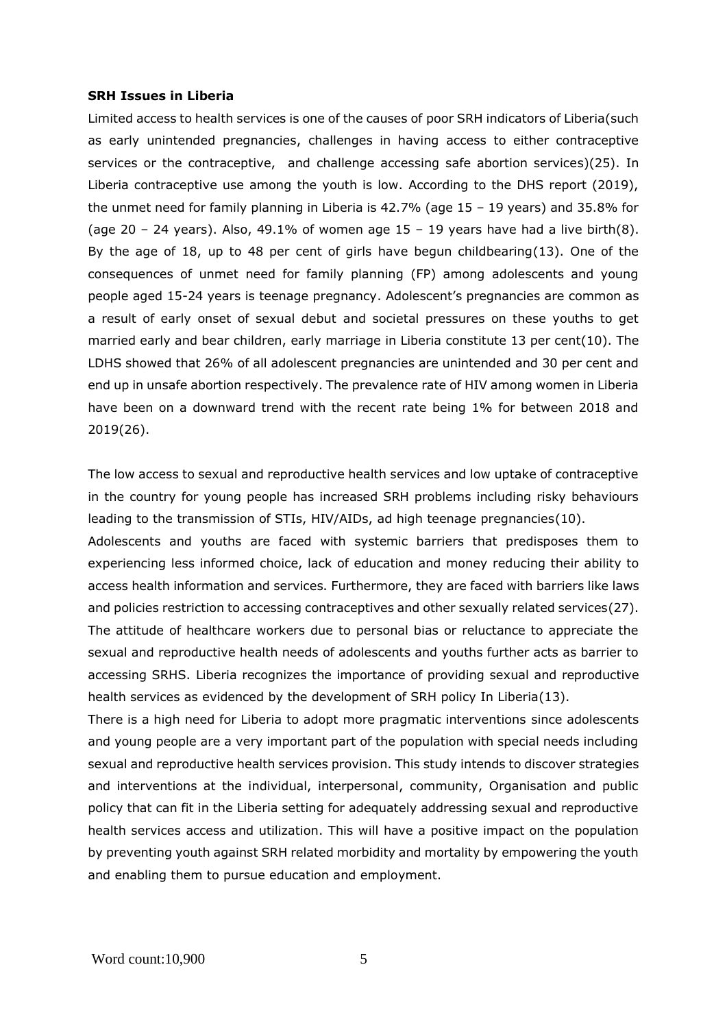**SRH Issues in Liberia**

Limited access to health services is one of the causes of poor SRH indicators of Liberia(such as early unintended pregnancies, challenges in having access to either contraceptive services or the contraceptive, and challenge accessing safe abortion services)(25). In Liberia contraceptive use among the youth is low. According to the DHS report (2019), the unmet need for family planning in Liberia is 42.7% (age 15 – 19 years) and 35.8% for (age 20 – 24 years). Also, 49.1% of women age 15 – 19 years have had a live birth(8). By the age of 18, up to 48 per cent of girls have begun childbearing(13). One of the consequences of unmet need for family planning (FP) among adolescents and young people aged 15-24 years is teenage pregnancy. Adolescent's pregnancies are common as a result of early onset of sexual debut and societal pressures on these youths to get married early and bear children, early marriage in Liberia constitute 13 per cent(10). The LDHS showed that 26% of all adolescent pregnancies are unintended and 30 per cent and end up in unsafe abortion respectively. The prevalence rate of HIV among women in Liberia have been on a downward trend with the recent rate being 1% for between 2018 and 2019(26).

The low access to sexual and reproductive health services and low uptake of contraceptive in the country for young people has increased SRH problems including risky behaviours leading to the transmission of STIs, HIV/AIDs, ad high teenage pregnancies(10).

Adolescents and youths are faced with systemic barriers that predisposes them to experiencing less informed choice, lack of education and money reducing their ability to access health information and services. Furthermore, they are faced with barriers like laws and policies restriction to accessing contraceptives and other sexually related services(27). The attitude of healthcare workers due to personal bias or reluctance to appreciate the sexual and reproductive health needs of adolescents and youths further acts as barrier to accessing SRHS. Liberia recognizes the importance of providing sexual and reproductive health services as evidenced by the development of SRH policy In Liberia(13).

There is a high need for Liberia to adopt more pragmatic interventions since adolescents and young people are a very important part of the population with special needs including sexual and reproductive health services provision. This study intends to discover strategies and interventions at the individual, interpersonal, community, Organisation and public policy that can fit in the Liberia setting for adequately addressing sexual and reproductive health services access and utilization. This will have a positive impact on the population by preventing youth against SRH related morbidity and mortality by empowering the youth and enabling them to pursue education and employment.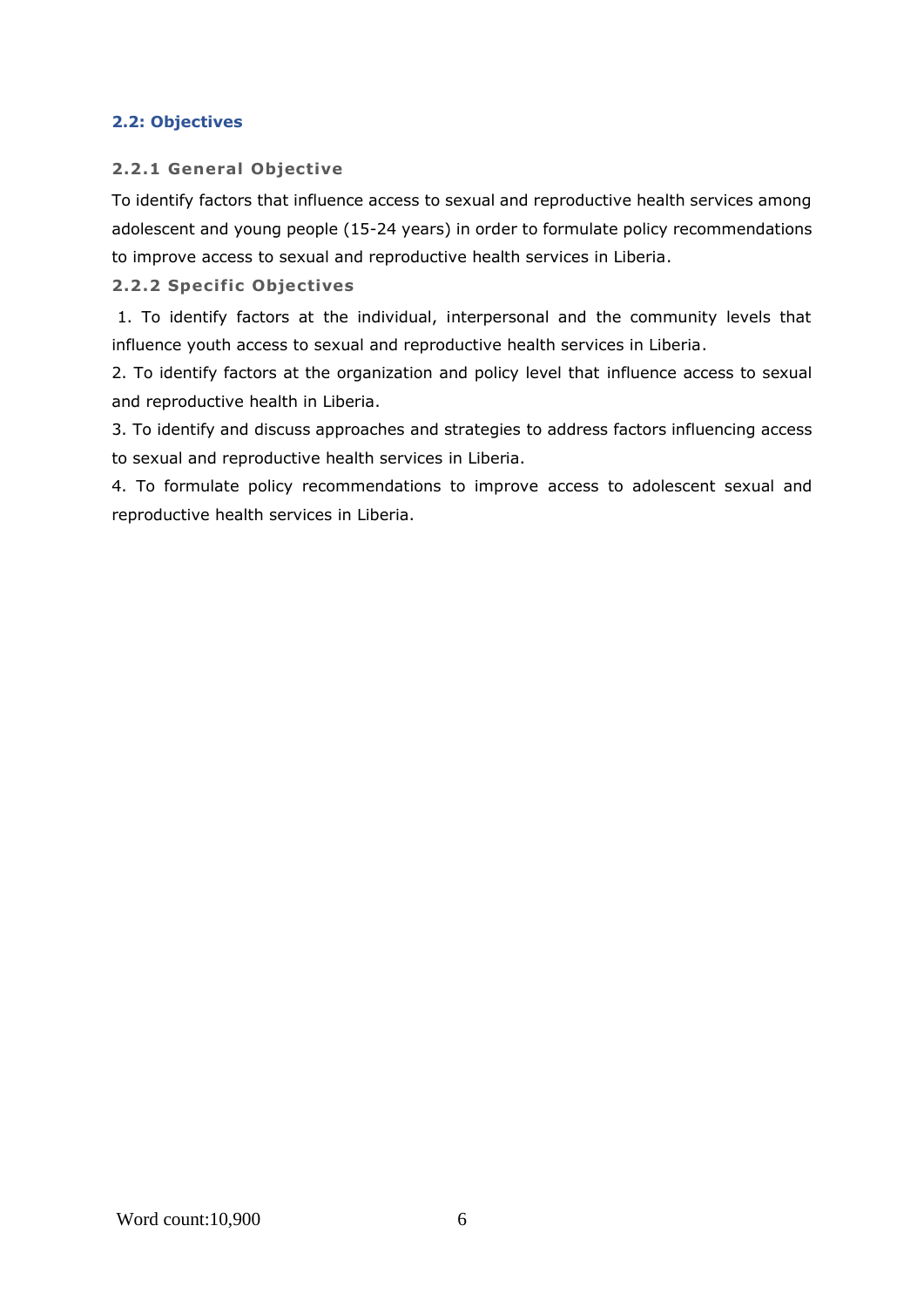## 2.2: Objectives

### 2.2.1 General Objective

To identify factors that influence access to sexual and reproductive health services among adolescent and young people (15-24 years) in order to formulate policy recommendations to improve access to sexual and reproductive health services in Liberia.

### 2.2.2 Specific Objectives

1. To identify factors at the individual, interpersonal and the community levels that influence youth access to sexual and reproductive health services in Liberia.
2. To identify factors at the organization and policy level that influence access to sexual and reproductive health in Liberia.
3. To identify and discuss approaches and strategies to address factors influencing access to sexual and reproductive health services in Liberia.
4. To formulate policy recommendations to improve access to adolescent sexual and reproductive health services in Liberia.

Word count:10,900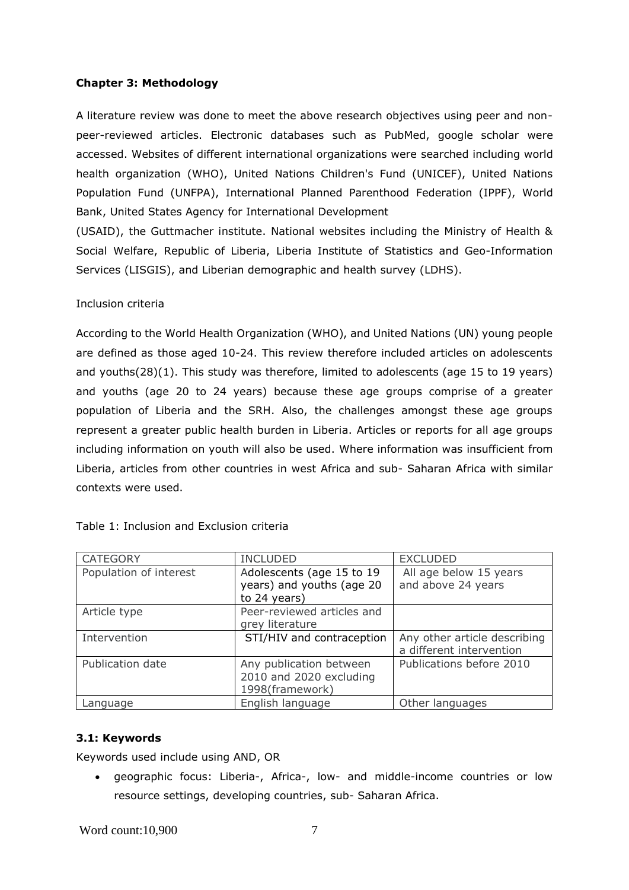**Chapter 3: Methodology**

A literature review was done to meet the above research objectives using peer and non-peer-reviewed articles. Electronic databases such as PubMed, google scholar were accessed. Websites of different international organizations were searched including world health organization (WHO), United Nations Children's Fund (UNICEF), United Nations Population Fund (UNFPA), International Planned Parenthood Federation (IPPF), World Bank, United States Agency for International Development (USAID), the Guttmacher institute. National websites including the Ministry of Health & Social Welfare, Republic of Liberia, Liberia Institute of Statistics and Geo-Information Services (LISGIS), and Liberian demographic and health survey (LDHS).

Inclusion criteria

According to the World Health Organization (WHO), and United Nations (UN) young people are defined as those aged 10-24. This review therefore included articles on adolescents and youths(28)(1). This study was therefore, limited to adolescents (age 15 to 19 years) and youths (age 20 to 24 years) because these age groups comprise of a greater population of Liberia and the SRH. Also, the challenges amongst these age groups represent a greater public health burden in Liberia. Articles or reports for all age groups including information on youth will also be used. Where information was insufficient from Liberia, articles from other countries in west Africa and sub- Saharan Africa with similar contexts were used.

Table 1: Inclusion and Exclusion criteria

| CATEGORY | INCLUDED | EXCLUDED |
|---|---|---|
| Population of interest | Adolescents (age 15 to 19 years) and youths (age 20 to 24 years) | All age below 15 years and above 24 years |
| Article type | Peer-reviewed articles and grey literature | |
| Intervention | STI/HIV and contraception | Any other article describing a different intervention |
| Publication date | Any publication between 2010 and 2020 excluding 1998(framework) | Publications before 2010 |
| Language | English language | Other languages |

**3.1: Keywords**

Keywords used include using AND, OR

- geographic focus: Liberia-, Africa-, low- and middle-income countries or low resource settings, developing countries, sub- Saharan Africa.

Word count:10,900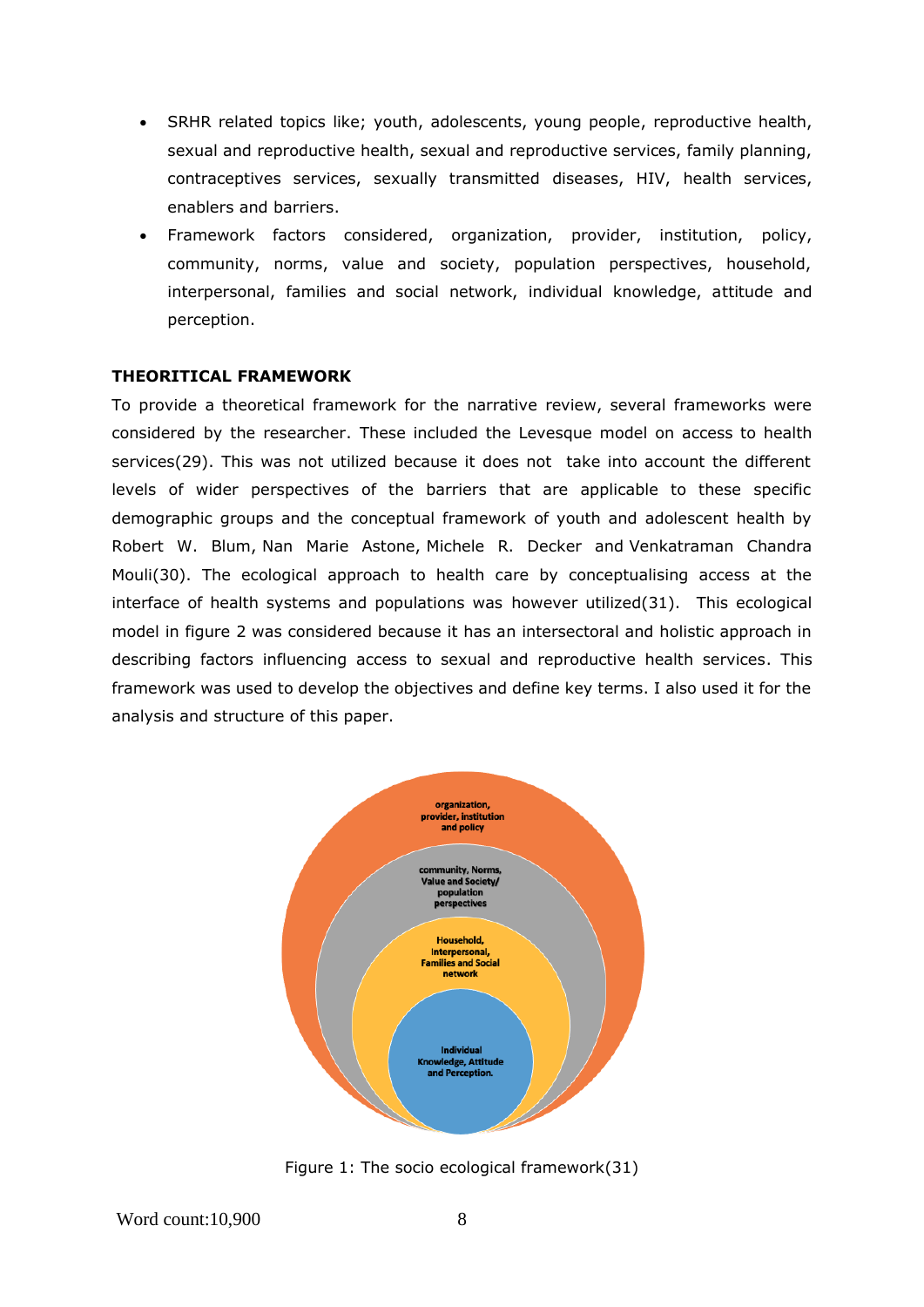- SRHR related topics like; youth, adolescents, young people, reproductive health, sexual and reproductive health, sexual and reproductive services, family planning, contraceptives services, sexually transmitted diseases, HIV, health services, enablers and barriers.
- Framework factors considered, organization, provider, institution, policy, community, norms, value and society, population perspectives, household, interpersonal, families and social network, individual knowledge, attitude and perception.

## THEORITICAL FRAMEWORK

To provide a theoretical framework for the narrative review, several frameworks were considered by the researcher. These included the Levesque model on access to health services(29). This was not utilized because it does not take into account the different levels of wider perspectives of the barriers that are applicable to these specific demographic groups and the conceptual framework of youth and adolescent health by Robert W. Blum, Nan Marie Astone, Michele R. Decker and Venkatraman Chandra Mouli(30). The ecological approach to health care by conceptualising access at the interface of health systems and populations was however utilized(31). This ecological model in figure 2 was considered because it has an intersectoral and holistic approach in describing factors influencing access to sexual and reproductive health services. This framework was used to develop the objectives and define key terms. I also used it for the analysis and structure of this paper.

organization, provider, institution and policy

community, Norms, Value and Society/ population perspectives

Household, Interpersonal, Families and Social network

Individual Knowledge, Attitude and Perception.

Figure 1: The socio ecological framework(31)

Word count:10,900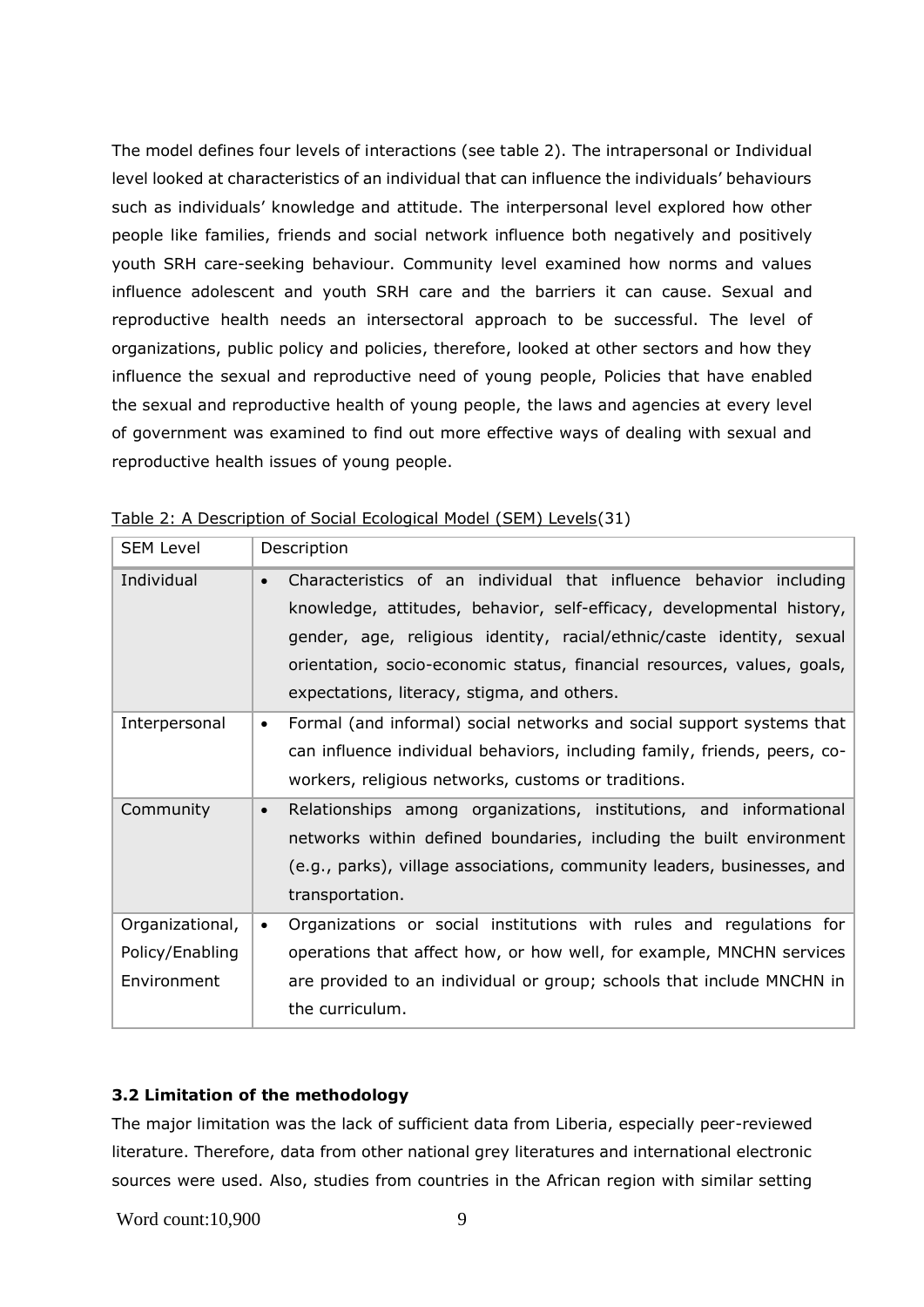The model defines four levels of interactions (see table 2). The intrapersonal or Individual level looked at characteristics of an individual that can influence the individuals' behaviours such as individuals' knowledge and attitude. The interpersonal level explored how other people like families, friends and social network influence both negatively and positively youth SRH care-seeking behaviour. Community level examined how norms and values influence adolescent and youth SRH care and the barriers it can cause. Sexual and reproductive health needs an intersectoral approach to be successful. The level of organizations, public policy and policies, therefore, looked at other sectors and how they influence the sexual and reproductive need of young people, Policies that have enabled the sexual and reproductive health of young people, the laws and agencies at every level of government was examined to find out more effective ways of dealing with sexual and reproductive health issues of young people.

Table 2: A Description of Social Ecological Model (SEM) Levels(31)

| SEM Level | Description |
|---|---|
| Individual | • Characteristics of an individual that influence behavior including knowledge, attitudes, behavior, self-efficacy, developmental history, gender, age, religious identity, racial/ethnic/caste identity, sexual orientation, socio-economic status, financial resources, values, goals, expectations, literacy, stigma, and others. |
| Interpersonal | • Formal (and informal) social networks and social support systems that can influence individual behaviors, including family, friends, peers, co-workers, religious networks, customs or traditions. |
| Community | • Relationships among organizations, institutions, and informational networks within defined boundaries, including the built environment (e.g., parks), village associations, community leaders, businesses, and transportation. |
| Organizational, Policy/Enabling Environment | • Organizations or social institutions with rules and regulations for operations that affect how, or how well, for example, MNCHN services are provided to an individual or group; schools that include MNCHN in the curriculum. |

### 3.2 Limitation of the methodology

The major limitation was the lack of sufficient data from Liberia, especially peer-reviewed literature. Therefore, data from other national grey literatures and international electronic sources were used. Also, studies from countries in the African region with similar setting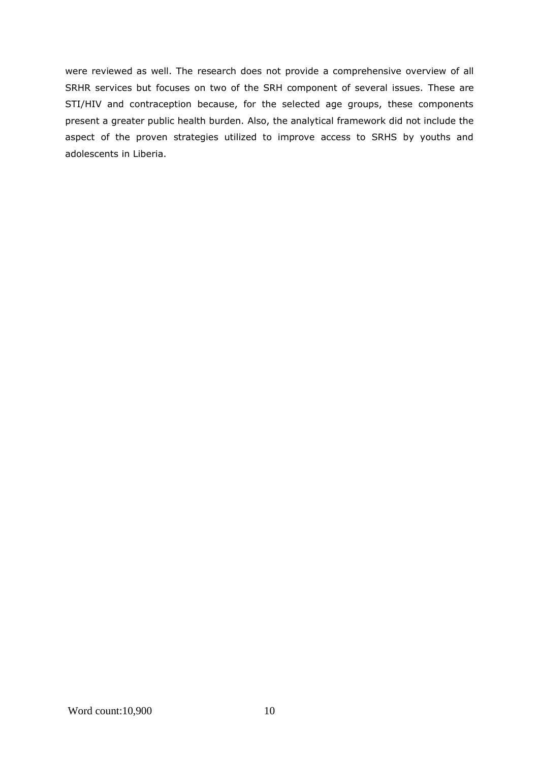were reviewed as well. The research does not provide a comprehensive overview of all SRHR services but focuses on two of the SRH component of several issues. These are STI/HIV and contraception because, for the selected age groups, these components present a greater public health burden. Also, the analytical framework did not include the aspect of the proven strategies utilized to improve access to SRHS by youths and adolescents in Liberia.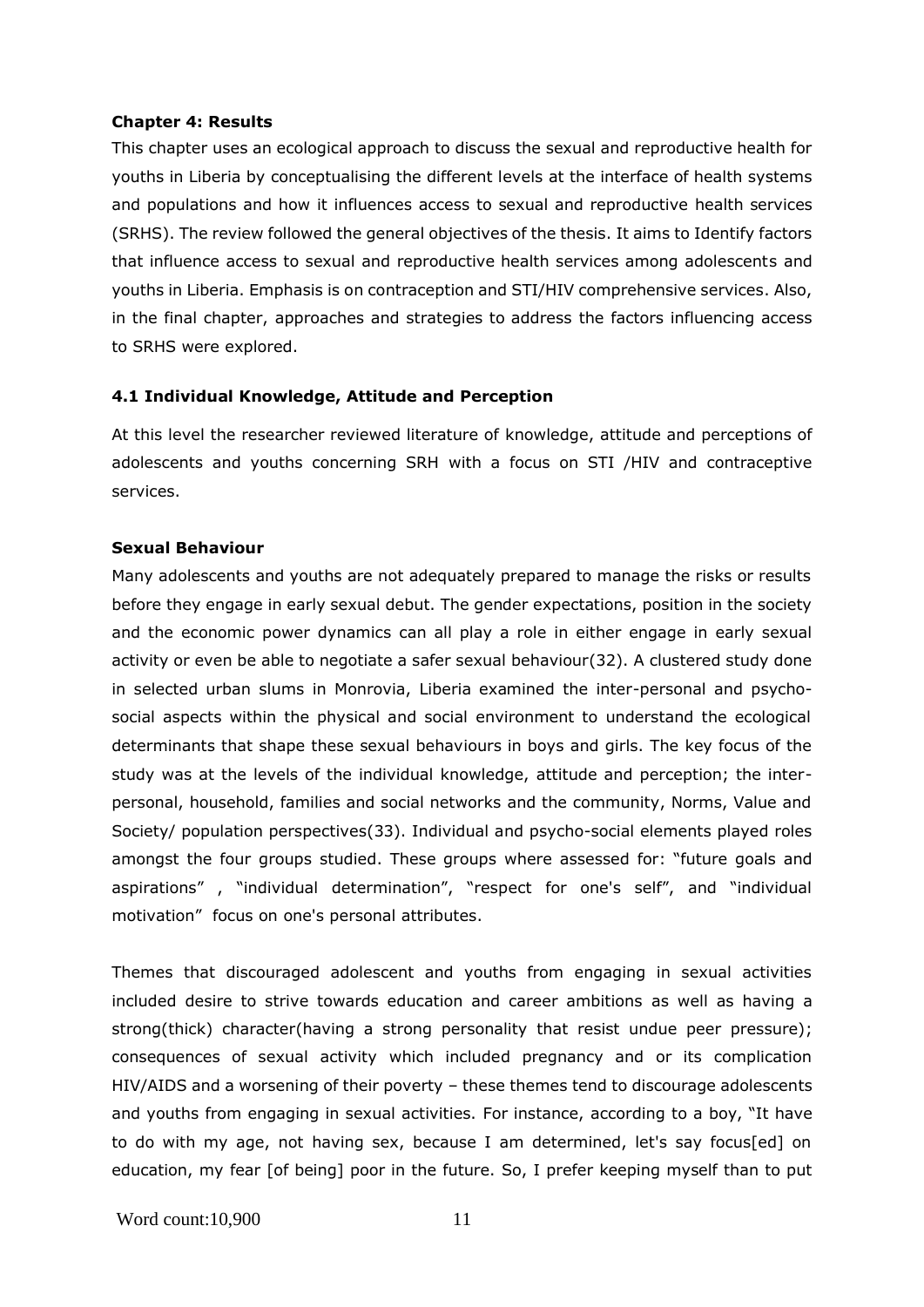## Chapter 4: Results

This chapter uses an ecological approach to discuss the sexual and reproductive health for youths in Liberia by conceptualising the different levels at the interface of health systems and populations and how it influences access to sexual and reproductive health services (SRHS). The review followed the general objectives of the thesis. It aims to Identify factors that influence access to sexual and reproductive health services among adolescents and youths in Liberia. Emphasis is on contraception and STI/HIV comprehensive services. Also, in the final chapter, approaches and strategies to address the factors influencing access to SRHS were explored.

### 4.1 Individual Knowledge, Attitude and Perception

At this level the researcher reviewed literature of knowledge, attitude and perceptions of adolescents and youths concerning SRH with a focus on STI /HIV and contraceptive services.

#### Sexual Behaviour

Many adolescents and youths are not adequately prepared to manage the risks or results before they engage in early sexual debut. The gender expectations, position in the society and the economic power dynamics can all play a role in either engage in early sexual activity or even be able to negotiate a safer sexual behaviour(32). A clustered study done in selected urban slums in Monrovia, Liberia examined the inter-personal and psycho-social aspects within the physical and social environment to understand the ecological determinants that shape these sexual behaviours in boys and girls. The key focus of the study was at the levels of the individual knowledge, attitude and perception; the inter-personal, household, families and social networks and the community, Norms, Value and Society/ population perspectives(33). Individual and psycho-social elements played roles amongst the four groups studied. These groups where assessed for: "future goals and aspirations" , "individual determination", "respect for one's self", and "individual motivation" focus on one's personal attributes.

Themes that discouraged adolescent and youths from engaging in sexual activities included desire to strive towards education and career ambitions as well as having a strong(thick) character(having a strong personality that resist undue peer pressure); consequences of sexual activity which included pregnancy and or its complication HIV/AIDS and a worsening of their poverty – these themes tend to discourage adolescents and youths from engaging in sexual activities. For instance, according to a boy, "It have to do with my age, not having sex, because I am determined, let's say focus[ed] on education, my fear [of being] poor in the future. So, I prefer keeping myself than to put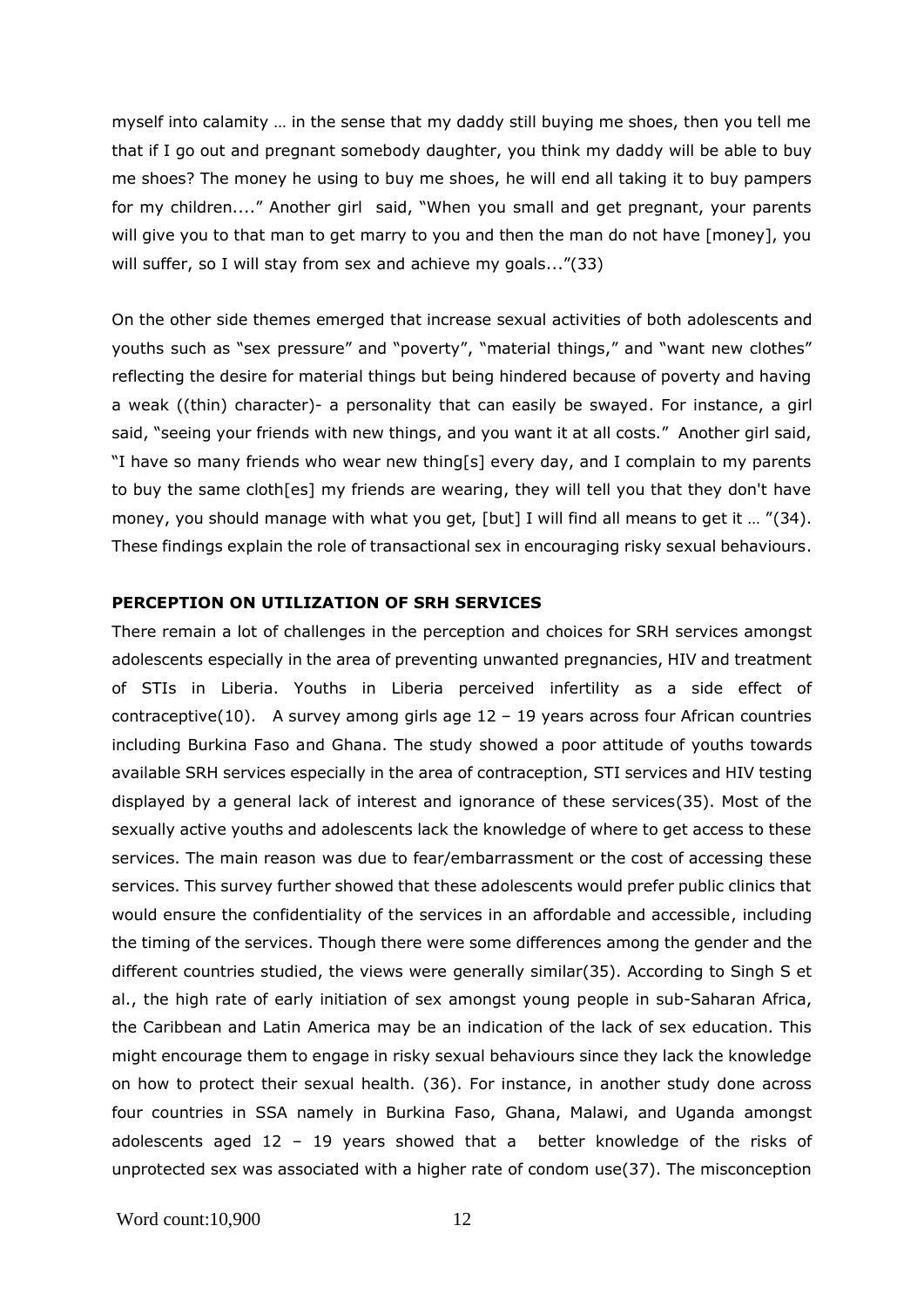myself into calamity … in the sense that my daddy still buying me shoes, then you tell me that if I go out and pregnant somebody daughter, you think my daddy will be able to buy me shoes? The money he using to buy me shoes, he will end all taking it to buy pampers for my children...." Another girl said, "When you small and get pregnant, your parents will give you to that man to get marry to you and then the man do not have [money], you will suffer, so I will stay from sex and achieve my goals..."(33)

On the other side themes emerged that increase sexual activities of both adolescents and youths such as "sex pressure" and "poverty", "material things," and "want new clothes" reflecting the desire for material things but being hindered because of poverty and having a weak ((thin) character)- a personality that can easily be swayed. For instance, a girl said, "seeing your friends with new things, and you want it at all costs." Another girl said, "I have so many friends who wear new thing[s] every day, and I complain to my parents to buy the same cloth[es] my friends are wearing, they will tell you that they don't have money, you should manage with what you get, [but] I will find all means to get it … "(34). These findings explain the role of transactional sex in encouraging risky sexual behaviours.

**PERCEPTION ON UTILIZATION OF SRH SERVICES**

There remain a lot of challenges in the perception and choices for SRH services amongst adolescents especially in the area of preventing unwanted pregnancies, HIV and treatment of STIs in Liberia. Youths in Liberia perceived infertility as a side effect of contraceptive(10). A survey among girls age 12 – 19 years across four African countries including Burkina Faso and Ghana. The study showed a poor attitude of youths towards available SRH services especially in the area of contraception, STI services and HIV testing displayed by a general lack of interest and ignorance of these services(35). Most of the sexually active youths and adolescents lack the knowledge of where to get access to these services. The main reason was due to fear/embarrassment or the cost of accessing these services. This survey further showed that these adolescents would prefer public clinics that would ensure the confidentiality of the services in an affordable and accessible, including the timing of the services. Though there were some differences among the gender and the different countries studied, the views were generally similar(35). According to Singh S et al., the high rate of early initiation of sex amongst young people in sub-Saharan Africa, the Caribbean and Latin America may be an indication of the lack of sex education. This might encourage them to engage in risky sexual behaviours since they lack the knowledge on how to protect their sexual health. (36). For instance, in another study done across four countries in SSA namely in Burkina Faso, Ghana, Malawi, and Uganda amongst adolescents aged 12 – 19 years showed that a better knowledge of the risks of unprotected sex was associated with a higher rate of condom use(37). The misconception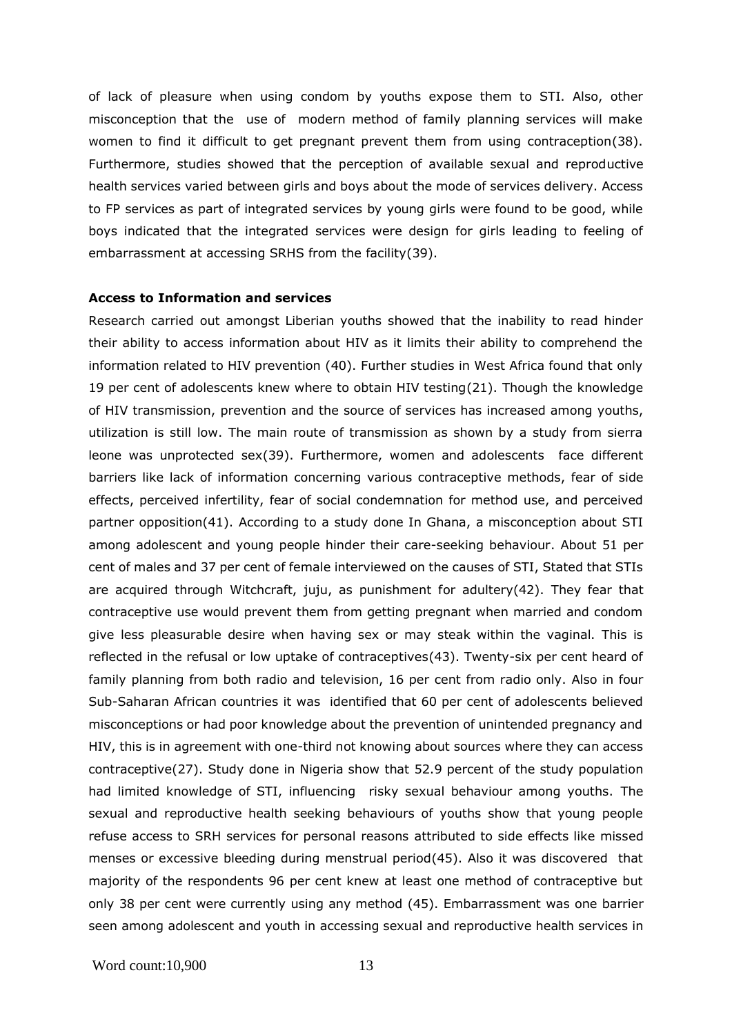of lack of pleasure when using condom by youths expose them to STI. Also, other misconception that the use of modern method of family planning services will make women to find it difficult to get pregnant prevent them from using contraception(38). Furthermore, studies showed that the perception of available sexual and reproductive health services varied between girls and boys about the mode of services delivery. Access to FP services as part of integrated services by young girls were found to be good, while boys indicated that the integrated services were design for girls leading to feeling of embarrassment at accessing SRHS from the facility(39).

**Access to Information and services**

Research carried out amongst Liberian youths showed that the inability to read hinder their ability to access information about HIV as it limits their ability to comprehend the information related to HIV prevention (40). Further studies in West Africa found that only 19 per cent of adolescents knew where to obtain HIV testing(21). Though the knowledge of HIV transmission, prevention and the source of services has increased among youths, utilization is still low. The main route of transmission as shown by a study from sierra leone was unprotected sex(39). Furthermore, women and adolescents face different barriers like lack of information concerning various contraceptive methods, fear of side effects, perceived infertility, fear of social condemnation for method use, and perceived partner opposition(41). According to a study done In Ghana, a misconception about STI among adolescent and young people hinder their care-seeking behaviour. About 51 per cent of males and 37 per cent of female interviewed on the causes of STI, Stated that STIs are acquired through Witchcraft, juju, as punishment for adultery(42). They fear that contraceptive use would prevent them from getting pregnant when married and condom give less pleasurable desire when having sex or may steak within the vaginal. This is reflected in the refusal or low uptake of contraceptives(43). Twenty-six per cent heard of family planning from both radio and television, 16 per cent from radio only. Also in four Sub-Saharan African countries it was identified that 60 per cent of adolescents believed misconceptions or had poor knowledge about the prevention of unintended pregnancy and HIV, this is in agreement with one-third not knowing about sources where they can access contraceptive(27). Study done in Nigeria show that 52.9 percent of the study population had limited knowledge of STI, influencing risky sexual behaviour among youths. The sexual and reproductive health seeking behaviours of youths show that young people refuse access to SRH services for personal reasons attributed to side effects like missed menses or excessive bleeding during menstrual period(45). Also it was discovered that majority of the respondents 96 per cent knew at least one method of contraceptive but only 38 per cent were currently using any method (45). Embarrassment was one barrier seen among adolescent and youth in accessing sexual and reproductive health services in

Word count:10,900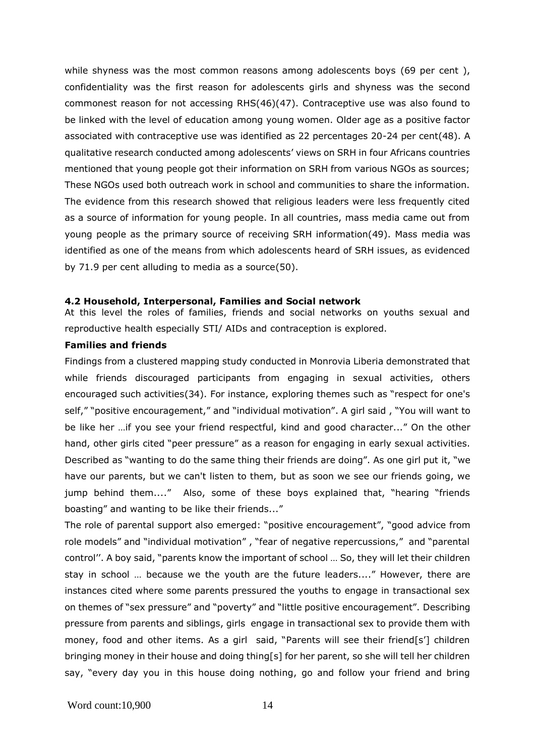while shyness was the most common reasons among adolescents boys (69 per cent ), confidentiality was the first reason for adolescents girls and shyness was the second commonest reason for not accessing RHS(46)(47). Contraceptive use was also found to be linked with the level of education among young women. Older age as a positive factor associated with contraceptive use was identified as 22 percentages 20-24 per cent(48). A qualitative research conducted among adolescents' views on SRH in four Africans countries mentioned that young people got their information on SRH from various NGOs as sources; These NGOs used both outreach work in school and communities to share the information. The evidence from this research showed that religious leaders were less frequently cited as a source of information for young people. In all countries, mass media came out from young people as the primary source of receiving SRH information(49). Mass media was identified as one of the means from which adolescents heard of SRH issues, as evidenced by 71.9 per cent alluding to media as a source(50).

### 4.2 Household, Interpersonal, Families and Social network

At this level the roles of families, friends and social networks on youths sexual and reproductive health especially STI/ AIDs and contraception is explored.

**Families and friends**

Findings from a clustered mapping study conducted in Monrovia Liberia demonstrated that while friends discouraged participants from engaging in sexual activities, others encouraged such activities(34). For instance, exploring themes such as "respect for one's self," "positive encouragement," and "individual motivation". A girl said , "You will want to be like her …if you see your friend respectful, kind and good character..." On the other hand, other girls cited "peer pressure" as a reason for engaging in early sexual activities. Described as "wanting to do the same thing their friends are doing". As one girl put it, "we have our parents, but we can't listen to them, but as soon we see our friends going, we jump behind them...." Also, some of these boys explained that, "hearing "friends boasting" and wanting to be like their friends..."

The role of parental support also emerged: "positive encouragement", "good advice from role models" and "individual motivation" , "fear of negative repercussions," and "parental control''. A boy said, "parents know the important of school … So, they will let their children stay in school … because we the youth are the future leaders...." However, there are instances cited where some parents pressured the youths to engage in transactional sex on themes of "sex pressure" and "poverty" and "little positive encouragement". Describing pressure from parents and siblings, girls engage in transactional sex to provide them with money, food and other items. As a girl said, "Parents will see their friend[s'] children bringing money in their house and doing thing[s] for her parent, so she will tell her children say, "every day you in this house doing nothing, go and follow your friend and bring

Word count:10,900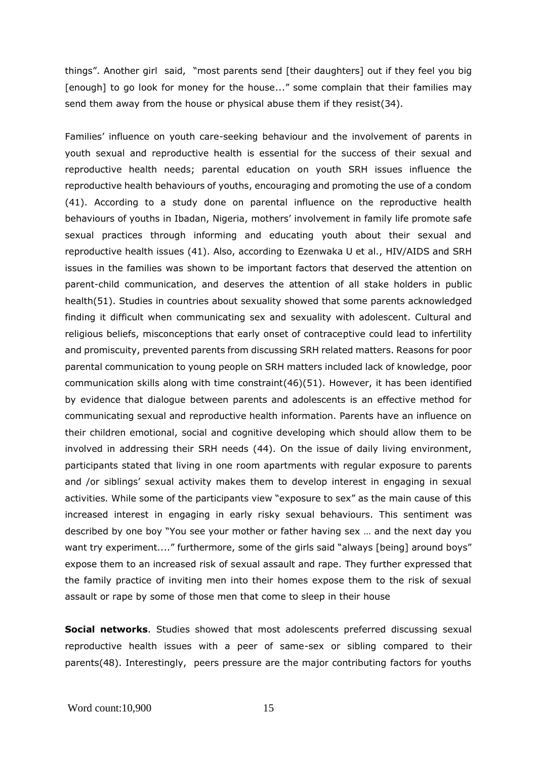things". Another girl said, "most parents send [their daughters] out if they feel you big [enough] to go look for money for the house..." some complain that their families may send them away from the house or physical abuse them if they resist(34).

Families' influence on youth care-seeking behaviour and the involvement of parents in youth sexual and reproductive health is essential for the success of their sexual and reproductive health needs; parental education on youth SRH issues influence the reproductive health behaviours of youths, encouraging and promoting the use of a condom (41). According to a study done on parental influence on the reproductive health behaviours of youths in Ibadan, Nigeria, mothers' involvement in family life promote safe sexual practices through informing and educating youth about their sexual and reproductive health issues (41). Also, according to Ezenwaka U et al., HIV/AIDS and SRH issues in the families was shown to be important factors that deserved the attention on parent-child communication, and deserves the attention of all stake holders in public health(51). Studies in countries about sexuality showed that some parents acknowledged finding it difficult when communicating sex and sexuality with adolescent. Cultural and religious beliefs, misconceptions that early onset of contraceptive could lead to infertility and promiscuity, prevented parents from discussing SRH related matters. Reasons for poor parental communication to young people on SRH matters included lack of knowledge, poor communication skills along with time constraint(46)(51). However, it has been identified by evidence that dialogue between parents and adolescents is an effective method for communicating sexual and reproductive health information. Parents have an influence on their children emotional, social and cognitive developing which should allow them to be involved in addressing their SRH needs (44). On the issue of daily living environment, participants stated that living in one room apartments with regular exposure to parents and /or siblings' sexual activity makes them to develop interest in engaging in sexual activities. While some of the participants view "exposure to sex" as the main cause of this increased interest in engaging in early risky sexual behaviours. This sentiment was described by one boy "You see your mother or father having sex … and the next day you want try experiment...." furthermore, some of the girls said "always [being] around boys" expose them to an increased risk of sexual assault and rape. They further expressed that the family practice of inviting men into their homes expose them to the risk of sexual assault or rape by some of those men that come to sleep in their house

**Social networks**. Studies showed that most adolescents preferred discussing sexual reproductive health issues with a peer of same-sex or sibling compared to their parents(48). Interestingly, peers pressure are the major contributing factors for youths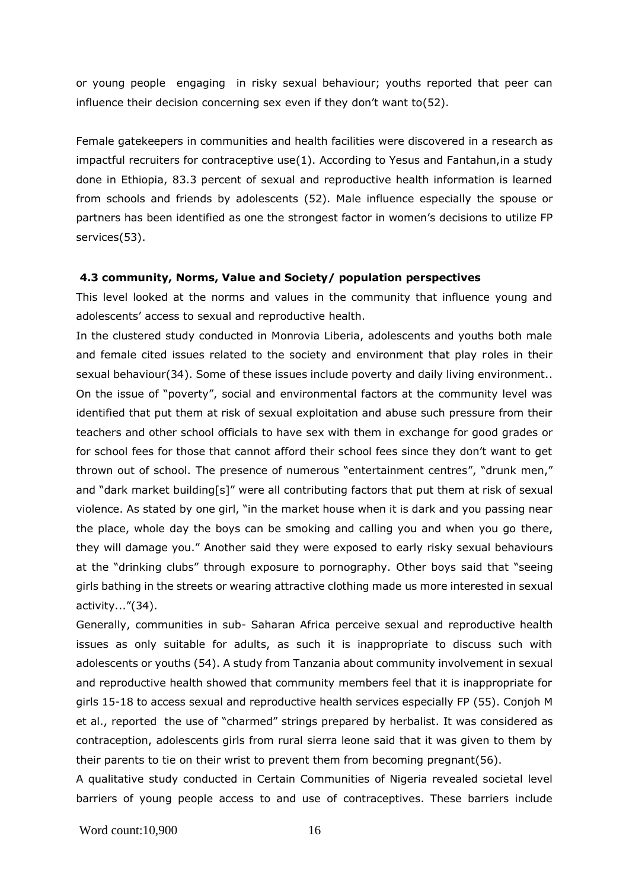or young people engaging in risky sexual behaviour; youths reported that peer can influence their decision concerning sex even if they don't want to(52).

Female gatekeepers in communities and health facilities were discovered in a research as impactful recruiters for contraceptive use(1). According to Yesus and Fantahun,in a study done in Ethiopia, 83.3 percent of sexual and reproductive health information is learned from schools and friends by adolescents (52). Male influence especially the spouse or partners has been identified as one the strongest factor in women's decisions to utilize FP services(53).

### 4.3 community, Norms, Value and Society/ population perspectives

This level looked at the norms and values in the community that influence young and adolescents' access to sexual and reproductive health.

In the clustered study conducted in Monrovia Liberia, adolescents and youths both male and female cited issues related to the society and environment that play roles in their sexual behaviour(34). Some of these issues include poverty and daily living environment.. On the issue of "poverty", social and environmental factors at the community level was identified that put them at risk of sexual exploitation and abuse such pressure from their teachers and other school officials to have sex with them in exchange for good grades or for school fees for those that cannot afford their school fees since they don't want to get thrown out of school. The presence of numerous "entertainment centres", "drunk men," and "dark market building[s]" were all contributing factors that put them at risk of sexual violence. As stated by one girl, "in the market house when it is dark and you passing near the place, whole day the boys can be smoking and calling you and when you go there, they will damage you." Another said they were exposed to early risky sexual behaviours at the "drinking clubs" through exposure to pornography. Other boys said that "seeing girls bathing in the streets or wearing attractive clothing made us more interested in sexual activity..."(34).

Generally, communities in sub- Saharan Africa perceive sexual and reproductive health issues as only suitable for adults, as such it is inappropriate to discuss such with adolescents or youths (54). A study from Tanzania about community involvement in sexual and reproductive health showed that community members feel that it is inappropriate for girls 15-18 to access sexual and reproductive health services especially FP (55). Conjoh M et al., reported the use of "charmed" strings prepared by herbalist. It was considered as contraception, adolescents girls from rural sierra leone said that it was given to them by their parents to tie on their wrist to prevent them from becoming pregnant(56).

A qualitative study conducted in Certain Communities of Nigeria revealed societal level barriers of young people access to and use of contraceptives. These barriers include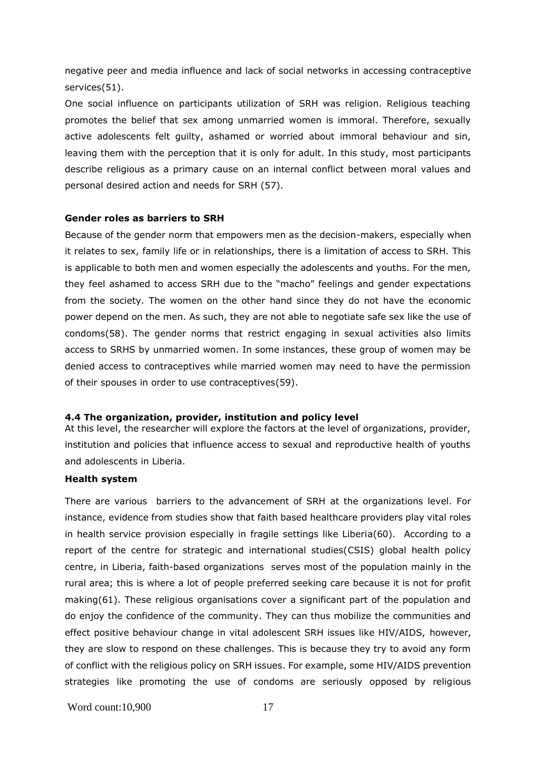negative peer and media influence and lack of social networks in accessing contraceptive services(51).

One social influence on participants utilization of SRH was religion. Religious teaching promotes the belief that sex among unmarried women is immoral. Therefore, sexually active adolescents felt guilty, ashamed or worried about immoral behaviour and sin, leaving them with the perception that it is only for adult. In this study, most participants describe religious as a primary cause on an internal conflict between moral values and personal desired action and needs for SRH (57).

**Gender roles as barriers to SRH**

Because of the gender norm that empowers men as the decision-makers, especially when it relates to sex, family life or in relationships, there is a limitation of access to SRH. This is applicable to both men and women especially the adolescents and youths. For the men, they feel ashamed to access SRH due to the "macho" feelings and gender expectations from the society. The women on the other hand since they do not have the economic power depend on the men. As such, they are not able to negotiate safe sex like the use of condoms(58). The gender norms that restrict engaging in sexual activities also limits access to SRHS by unmarried women. In some instances, these group of women may be denied access to contraceptives while married women may need to have the permission of their spouses in order to use contraceptives(59).

### 4.4 The organization, provider, institution and policy level

At this level, the researcher will explore the factors at the level of organizations, provider, institution and policies that influence access to sexual and reproductive health of youths and adolescents in Liberia.

**Health system**

There are various barriers to the advancement of SRH at the organizations level. For instance, evidence from studies show that faith based healthcare providers play vital roles in health service provision especially in fragile settings like Liberia(60). According to a report of the centre for strategic and international studies(CSIS) global health policy centre, in Liberia, faith-based organizations serves most of the population mainly in the rural area; this is where a lot of people preferred seeking care because it is not for profit making(61). These religious organisations cover a significant part of the population and do enjoy the confidence of the community. They can thus mobilize the communities and effect positive behaviour change in vital adolescent SRH issues like HIV/AIDS, however, they are slow to respond on these challenges. This is because they try to avoid any form of conflict with the religious policy on SRH issues. For example, some HIV/AIDS prevention strategies like promoting the use of condoms are seriously opposed by religious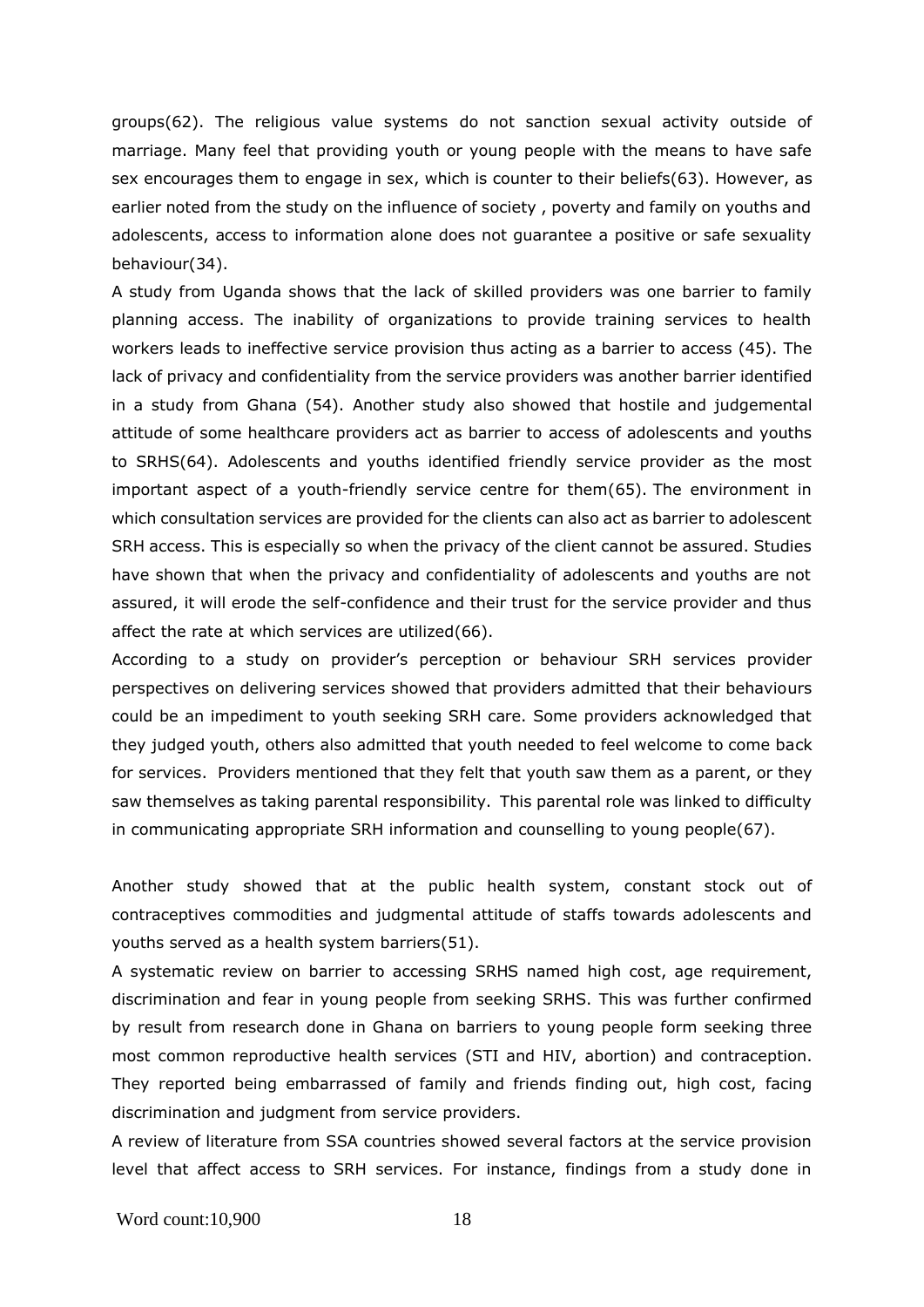groups(62). The religious value systems do not sanction sexual activity outside of marriage. Many feel that providing youth or young people with the means to have safe sex encourages them to engage in sex, which is counter to their beliefs(63). However, as earlier noted from the study on the influence of society , poverty and family on youths and adolescents, access to information alone does not guarantee a positive or safe sexuality behaviour(34).

A study from Uganda shows that the lack of skilled providers was one barrier to family planning access. The inability of organizations to provide training services to health workers leads to ineffective service provision thus acting as a barrier to access (45). The lack of privacy and confidentiality from the service providers was another barrier identified in a study from Ghana (54). Another study also showed that hostile and judgemental attitude of some healthcare providers act as barrier to access of adolescents and youths to SRHS(64). Adolescents and youths identified friendly service provider as the most important aspect of a youth-friendly service centre for them(65). The environment in which consultation services are provided for the clients can also act as barrier to adolescent SRH access. This is especially so when the privacy of the client cannot be assured. Studies have shown that when the privacy and confidentiality of adolescents and youths are not assured, it will erode the self-confidence and their trust for the service provider and thus affect the rate at which services are utilized(66).

According to a study on provider's perception or behaviour SRH services provider perspectives on delivering services showed that providers admitted that their behaviours could be an impediment to youth seeking SRH care. Some providers acknowledged that they judged youth, others also admitted that youth needed to feel welcome to come back for services. Providers mentioned that they felt that youth saw them as a parent, or they saw themselves as taking parental responsibility. This parental role was linked to difficulty in communicating appropriate SRH information and counselling to young people(67).

Another study showed that at the public health system, constant stock out of contraceptives commodities and judgmental attitude of staffs towards adolescents and youths served as a health system barriers(51).

A systematic review on barrier to accessing SRHS named high cost, age requirement, discrimination and fear in young people from seeking SRHS. This was further confirmed by result from research done in Ghana on barriers to young people form seeking three most common reproductive health services (STI and HIV, abortion) and contraception. They reported being embarrassed of family and friends finding out, high cost, facing discrimination and judgment from service providers.

A review of literature from SSA countries showed several factors at the service provision level that affect access to SRH services. For instance, findings from a study done in

Word count:10,900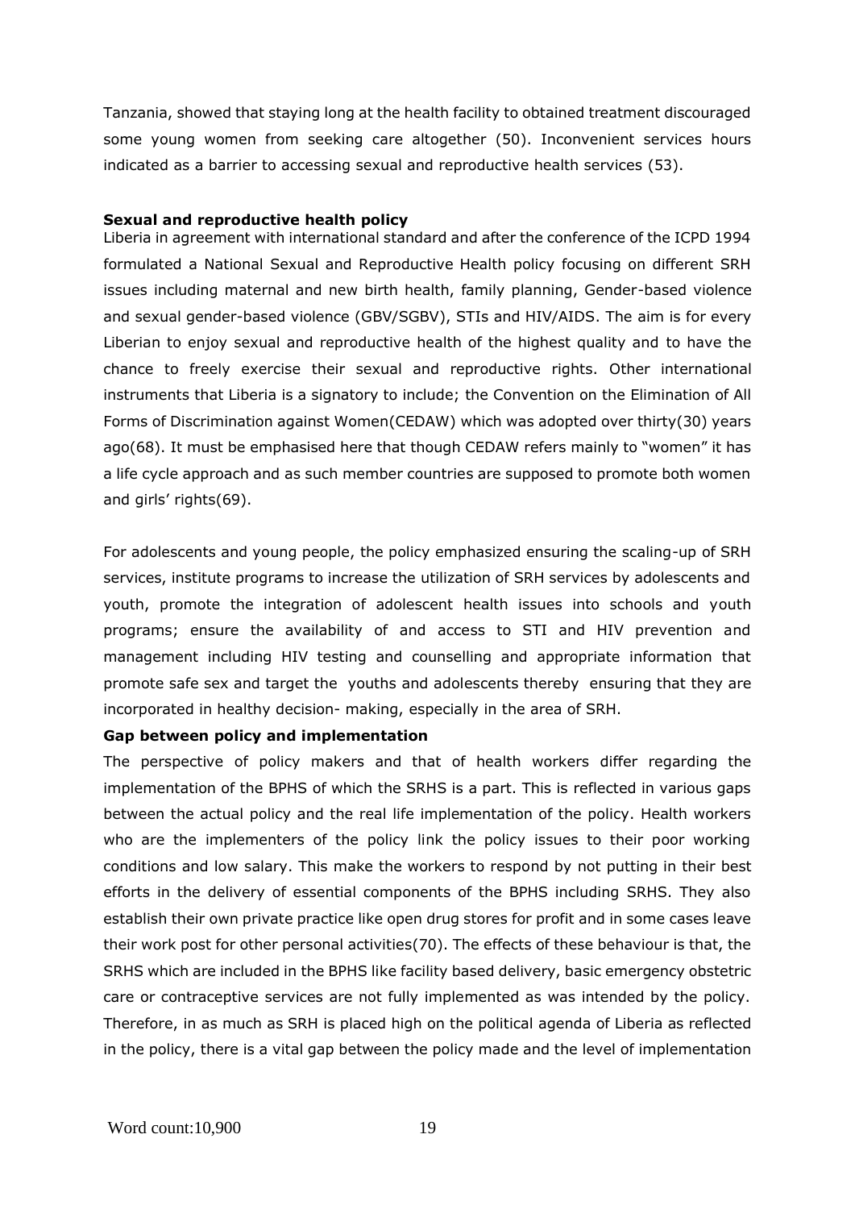Tanzania, showed that staying long at the health facility to obtained treatment discouraged some young women from seeking care altogether (50). Inconvenient services hours indicated as a barrier to accessing sexual and reproductive health services (53).

**Sexual and reproductive health policy**

Liberia in agreement with international standard and after the conference of the ICPD 1994 formulated a National Sexual and Reproductive Health policy focusing on different SRH issues including maternal and new birth health, family planning, Gender-based violence and sexual gender-based violence (GBV/SGBV), STIs and HIV/AIDS. The aim is for every Liberian to enjoy sexual and reproductive health of the highest quality and to have the chance to freely exercise their sexual and reproductive rights. Other international instruments that Liberia is a signatory to include; the Convention on the Elimination of All Forms of Discrimination against Women(CEDAW) which was adopted over thirty(30) years ago(68). It must be emphasised here that though CEDAW refers mainly to "women" it has a life cycle approach and as such member countries are supposed to promote both women and girls' rights(69).

For adolescents and young people, the policy emphasized ensuring the scaling-up of SRH services, institute programs to increase the utilization of SRH services by adolescents and youth, promote the integration of adolescent health issues into schools and youth programs; ensure the availability of and access to STI and HIV prevention and management including HIV testing and counselling and appropriate information that promote safe sex and target the youths and adolescents thereby ensuring that they are incorporated in healthy decision- making, especially in the area of SRH.

**Gap between policy and implementation**

The perspective of policy makers and that of health workers differ regarding the implementation of the BPHS of which the SRHS is a part. This is reflected in various gaps between the actual policy and the real life implementation of the policy. Health workers who are the implementers of the policy link the policy issues to their poor working conditions and low salary. This make the workers to respond by not putting in their best efforts in the delivery of essential components of the BPHS including SRHS. They also establish their own private practice like open drug stores for profit and in some cases leave their work post for other personal activities(70). The effects of these behaviour is that, the SRHS which are included in the BPHS like facility based delivery, basic emergency obstetric care or contraceptive services are not fully implemented as was intended by the policy. Therefore, in as much as SRH is placed high on the political agenda of Liberia as reflected in the policy, there is a vital gap between the policy made and the level of implementation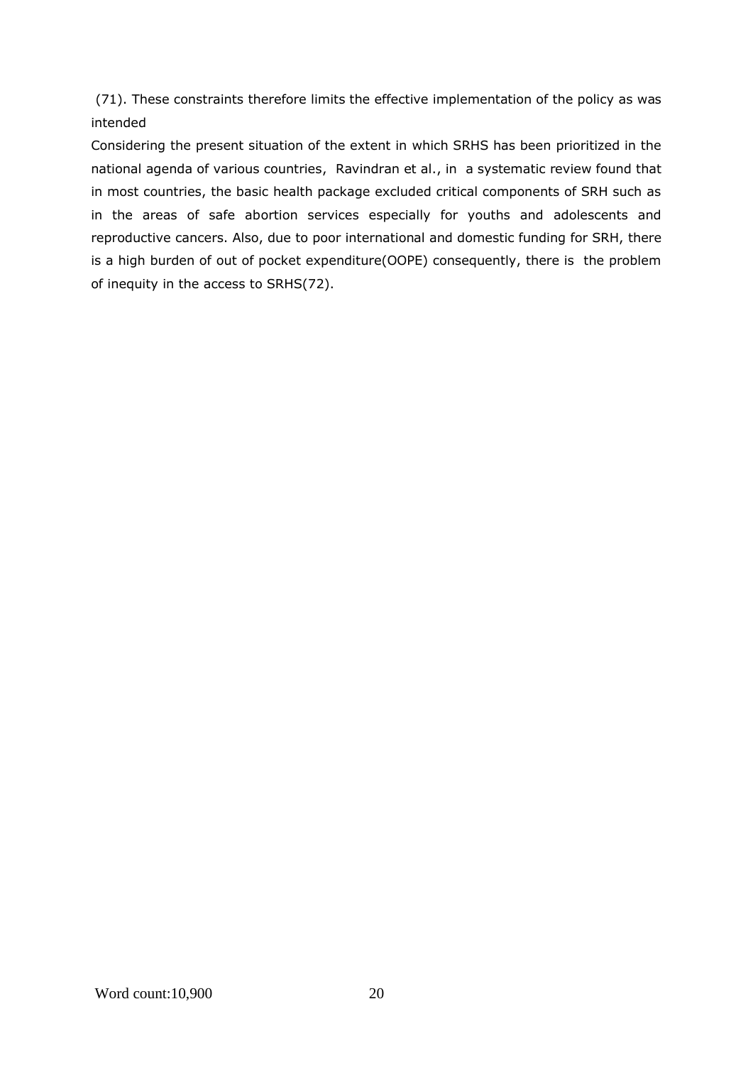(71). These constraints therefore limits the effective implementation of the policy as was intended

Considering the present situation of the extent in which SRHS has been prioritized in the national agenda of various countries, Ravindran et al., in a systematic review found that in most countries, the basic health package excluded critical components of SRH such as in the areas of safe abortion services especially for youths and adolescents and reproductive cancers. Also, due to poor international and domestic funding for SRH, there is a high burden of out of pocket expenditure(OOPE) consequently, there is the problem of inequity in the access to SRHS(72).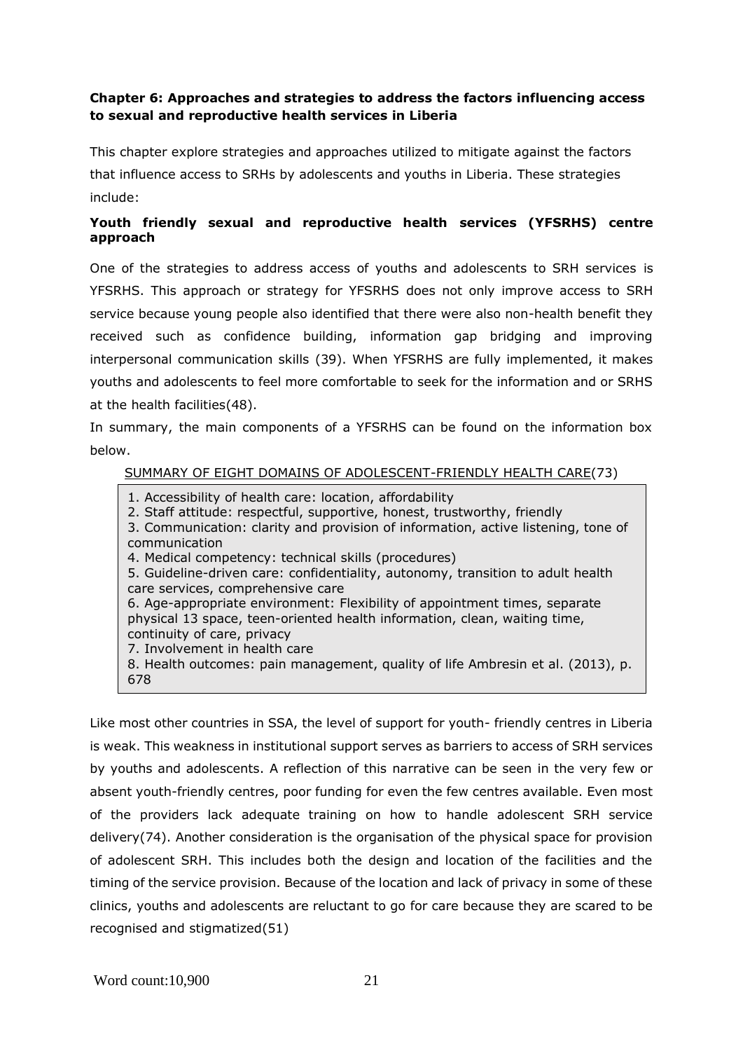**Chapter 6: Approaches and strategies to address the factors influencing access to sexual and reproductive health services in Liberia**

This chapter explore strategies and approaches utilized to mitigate against the factors that influence access to SRHs by adolescents and youths in Liberia. These strategies include:

**Youth friendly sexual and reproductive health services (YFSRHS) centre approach**

One of the strategies to address access of youths and adolescents to SRH services is YFSRHS. This approach or strategy for YFSRHS does not only improve access to SRH service because young people also identified that there were also non-health benefit they received such as confidence building, information gap bridging and improving interpersonal communication skills (39). When YFSRHS are fully implemented, it makes youths and adolescents to feel more comfortable to seek for the information and or SRHS at the health facilities(48).

In summary, the main components of a YFSRHS can be found on the information box below.

SUMMARY OF EIGHT DOMAINS OF ADOLESCENT-FRIENDLY HEALTH CARE(73)

1. Accessibility of health care: location, affordability
2. Staff attitude: respectful, supportive, honest, trustworthy, friendly
3. Communication: clarity and provision of information, active listening, tone of communication
4. Medical competency: technical skills (procedures)
5. Guideline-driven care: confidentiality, autonomy, transition to adult health care services, comprehensive care
6. Age-appropriate environment: Flexibility of appointment times, separate physical 13 space, teen-oriented health information, clean, waiting time, continuity of care, privacy
7. Involvement in health care
8. Health outcomes: pain management, quality of life Ambresin et al. (2013), p. 678

Like most other countries in SSA, the level of support for youth- friendly centres in Liberia is weak. This weakness in institutional support serves as barriers to access of SRH services by youths and adolescents. A reflection of this narrative can be seen in the very few or absent youth-friendly centres, poor funding for even the few centres available. Even most of the providers lack adequate training on how to handle adolescent SRH service delivery(74). Another consideration is the organisation of the physical space for provision of adolescent SRH. This includes both the design and location of the facilities and the timing of the service provision. Because of the location and lack of privacy in some of these clinics, youths and adolescents are reluctant to go for care because they are scared to be recognised and stigmatized(51)

Word count:10,900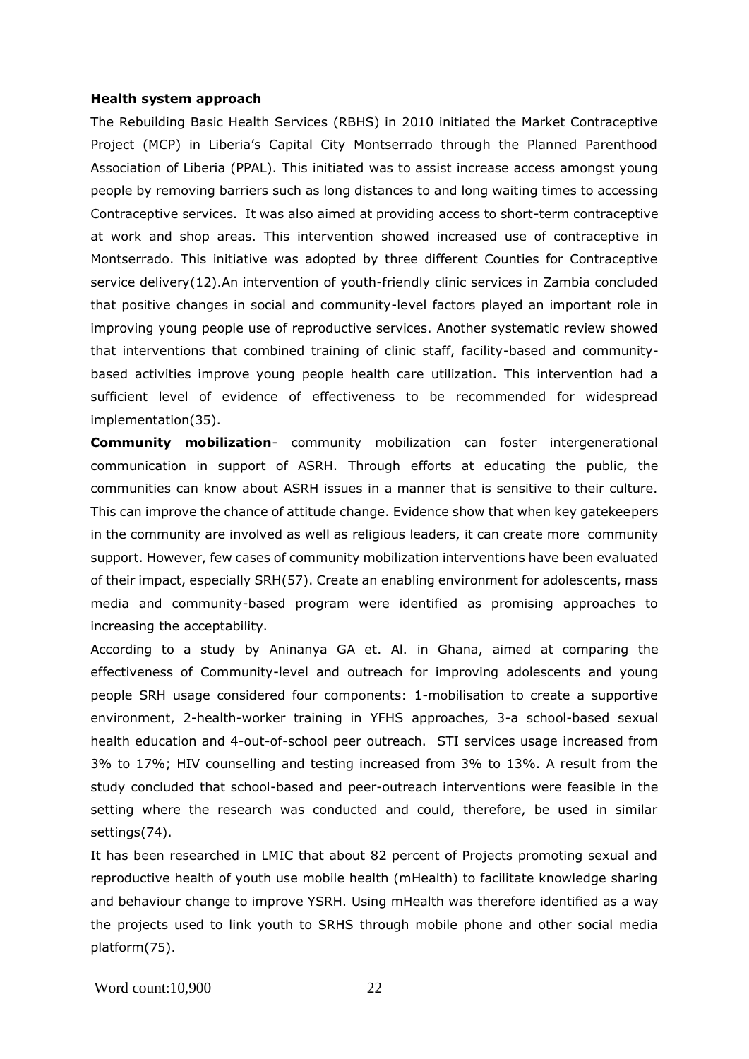**Health system approach**

The Rebuilding Basic Health Services (RBHS) in 2010 initiated the Market Contraceptive Project (MCP) in Liberia's Capital City Montserrado through the Planned Parenthood Association of Liberia (PPAL). This initiated was to assist increase access amongst young people by removing barriers such as long distances to and long waiting times to accessing Contraceptive services. It was also aimed at providing access to short-term contraceptive at work and shop areas. This intervention showed increased use of contraceptive in Montserrado. This initiative was adopted by three different Counties for Contraceptive service delivery(12).An intervention of youth-friendly clinic services in Zambia concluded that positive changes in social and community-level factors played an important role in improving young people use of reproductive services. Another systematic review showed that interventions that combined training of clinic staff, facility-based and community-based activities improve young people health care utilization. This intervention had a sufficient level of evidence of effectiveness to be recommended for widespread implementation(35).

**Community mobilization**- community mobilization can foster intergenerational communication in support of ASRH. Through efforts at educating the public, the communities can know about ASRH issues in a manner that is sensitive to their culture. This can improve the chance of attitude change. Evidence show that when key gatekeepers in the community are involved as well as religious leaders, it can create more community support. However, few cases of community mobilization interventions have been evaluated of their impact, especially SRH(57). Create an enabling environment for adolescents, mass media and community-based program were identified as promising approaches to increasing the acceptability.

According to a study by Aninanya GA et. Al. in Ghana, aimed at comparing the effectiveness of Community-level and outreach for improving adolescents and young people SRH usage considered four components: 1-mobilisation to create a supportive environment, 2-health-worker training in YFHS approaches, 3-a school-based sexual health education and 4-out-of-school peer outreach. STI services usage increased from 3% to 17%; HIV counselling and testing increased from 3% to 13%. A result from the study concluded that school-based and peer-outreach interventions were feasible in the setting where the research was conducted and could, therefore, be used in similar settings(74).

It has been researched in LMIC that about 82 percent of Projects promoting sexual and reproductive health of youth use mobile health (mHealth) to facilitate knowledge sharing and behaviour change to improve YSRH. Using mHealth was therefore identified as a way the projects used to link youth to SRHS through mobile phone and other social media platform(75).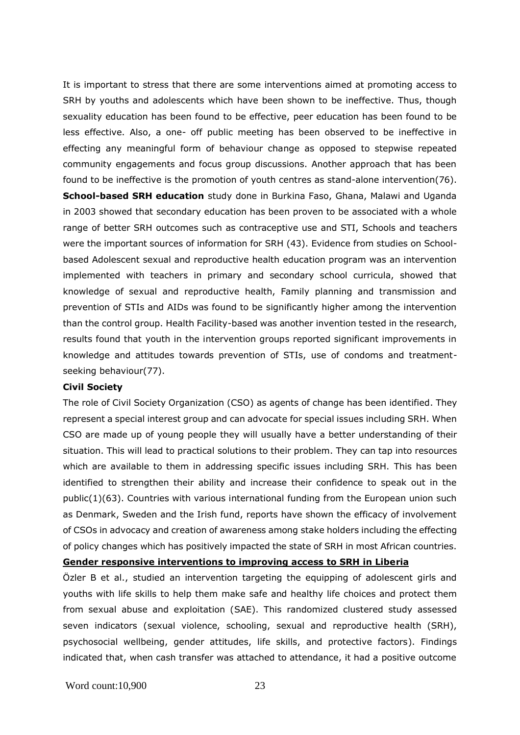It is important to stress that there are some interventions aimed at promoting access to SRH by youths and adolescents which have been shown to be ineffective. Thus, though sexuality education has been found to be effective, peer education has been found to be less effective. Also, a one- off public meeting has been observed to be ineffective in effecting any meaningful form of behaviour change as opposed to stepwise repeated community engagements and focus group discussions. Another approach that has been found to be ineffective is the promotion of youth centres as stand-alone intervention(76). **School-based SRH education** study done in Burkina Faso, Ghana, Malawi and Uganda in 2003 showed that secondary education has been proven to be associated with a whole range of better SRH outcomes such as contraceptive use and STI, Schools and teachers were the important sources of information for SRH (43). Evidence from studies on School-based Adolescent sexual and reproductive health education program was an intervention implemented with teachers in primary and secondary school curricula, showed that knowledge of sexual and reproductive health, Family planning and transmission and prevention of STIs and AIDs was found to be significantly higher among the intervention than the control group. Health Facility-based was another invention tested in the research, results found that youth in the intervention groups reported significant improvements in knowledge and attitudes towards prevention of STIs, use of condoms and treatment-seeking behaviour(77).

**Civil Society**

The role of Civil Society Organization (CSO) as agents of change has been identified. They represent a special interest group and can advocate for special issues including SRH. When CSO are made up of young people they will usually have a better understanding of their situation. This will lead to practical solutions to their problem. They can tap into resources which are available to them in addressing specific issues including SRH. This has been identified to strengthen their ability and increase their confidence to speak out in the public(1)(63). Countries with various international funding from the European union such as Denmark, Sweden and the Irish fund, reports have shown the efficacy of involvement of CSOs in advocacy and creation of awareness among stake holders including the effecting of policy changes which has positively impacted the state of SRH in most African countries.

**Gender responsive interventions to improving access to SRH in Liberia**

Özler B et al., studied an intervention targeting the equipping of adolescent girls and youths with life skills to help them make safe and healthy life choices and protect them from sexual abuse and exploitation (SAE). This randomized clustered study assessed seven indicators (sexual violence, schooling, sexual and reproductive health (SRH), psychosocial wellbeing, gender attitudes, life skills, and protective factors). Findings indicated that, when cash transfer was attached to attendance, it had a positive outcome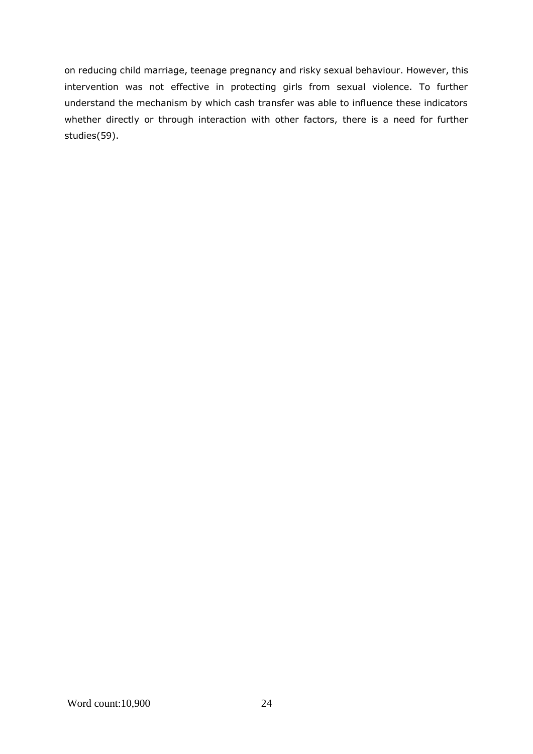on reducing child marriage, teenage pregnancy and risky sexual behaviour. However, this intervention was not effective in protecting girls from sexual violence. To further understand the mechanism by which cash transfer was able to influence these indicators whether directly or through interaction with other factors, there is a need for further studies(59).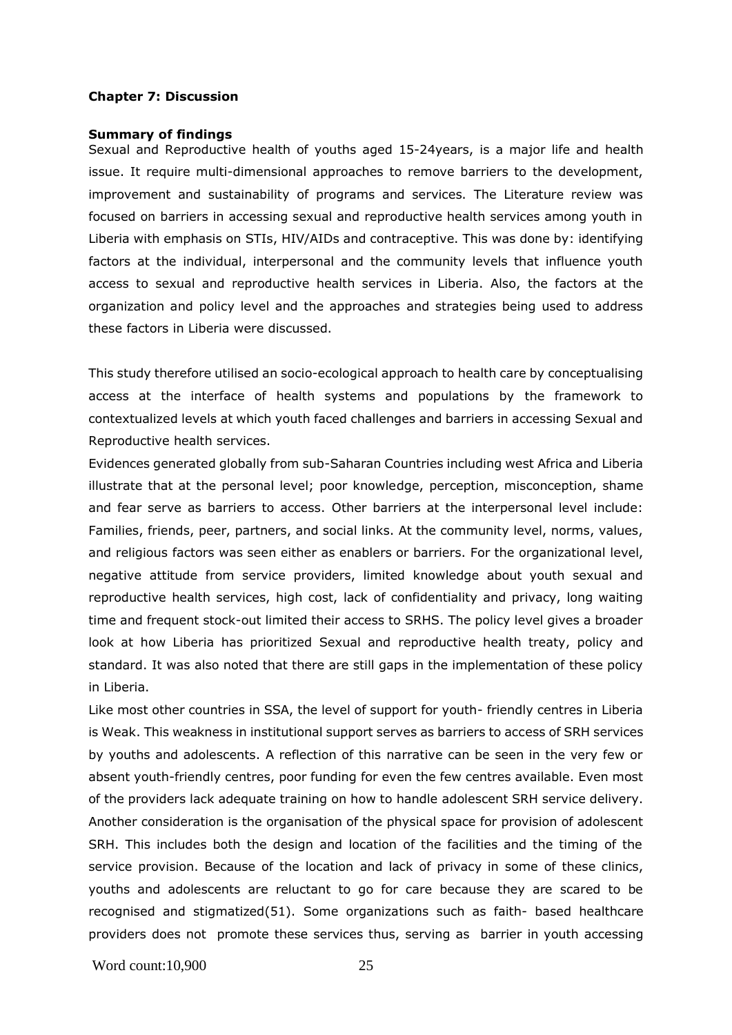## Chapter 7: Discussion

### Summary of findings

Sexual and Reproductive health of youths aged 15-24years, is a major life and health issue. It require multi-dimensional approaches to remove barriers to the development, improvement and sustainability of programs and services. The Literature review was focused on barriers in accessing sexual and reproductive health services among youth in Liberia with emphasis on STIs, HIV/AIDs and contraceptive. This was done by: identifying factors at the individual, interpersonal and the community levels that influence youth access to sexual and reproductive health services in Liberia. Also, the factors at the organization and policy level and the approaches and strategies being used to address these factors in Liberia were discussed.

This study therefore utilised an socio-ecological approach to health care by conceptualising access at the interface of health systems and populations by the framework to contextualized levels at which youth faced challenges and barriers in accessing Sexual and Reproductive health services.

Evidences generated globally from sub-Saharan Countries including west Africa and Liberia illustrate that at the personal level; poor knowledge, perception, misconception, shame and fear serve as barriers to access. Other barriers at the interpersonal level include: Families, friends, peer, partners, and social links. At the community level, norms, values, and religious factors was seen either as enablers or barriers. For the organizational level, negative attitude from service providers, limited knowledge about youth sexual and reproductive health services, high cost, lack of confidentiality and privacy, long waiting time and frequent stock-out limited their access to SRHS. The policy level gives a broader look at how Liberia has prioritized Sexual and reproductive health treaty, policy and standard. It was also noted that there are still gaps in the implementation of these policy in Liberia.

Like most other countries in SSA, the level of support for youth- friendly centres in Liberia is Weak. This weakness in institutional support serves as barriers to access of SRH services by youths and adolescents. A reflection of this narrative can be seen in the very few or absent youth-friendly centres, poor funding for even the few centres available. Even most of the providers lack adequate training on how to handle adolescent SRH service delivery. Another consideration is the organisation of the physical space for provision of adolescent SRH. This includes both the design and location of the facilities and the timing of the service provision. Because of the location and lack of privacy in some of these clinics, youths and adolescents are reluctant to go for care because they are scared to be recognised and stigmatized(51). Some organizations such as faith- based healthcare providers does not promote these services thus, serving as barrier in youth accessing

Word count:10,900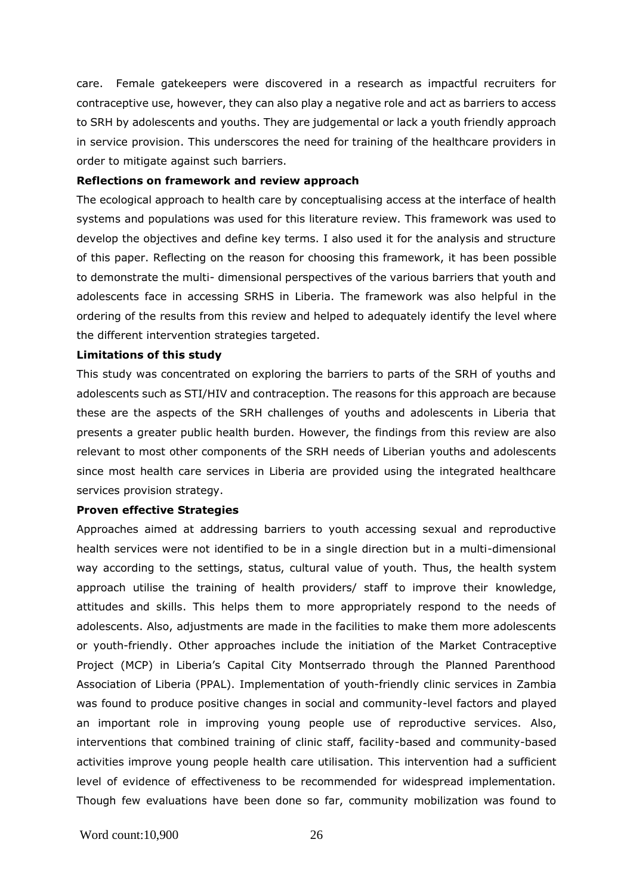care. Female gatekeepers were discovered in a research as impactful recruiters for contraceptive use, however, they can also play a negative role and act as barriers to access to SRH by adolescents and youths. They are judgemental or lack a youth friendly approach in service provision. This underscores the need for training of the healthcare providers in order to mitigate against such barriers.

**Reflections on framework and review approach**

The ecological approach to health care by conceptualising access at the interface of health systems and populations was used for this literature review. This framework was used to develop the objectives and define key terms. I also used it for the analysis and structure of this paper. Reflecting on the reason for choosing this framework, it has been possible to demonstrate the multi- dimensional perspectives of the various barriers that youth and adolescents face in accessing SRHS in Liberia. The framework was also helpful in the ordering of the results from this review and helped to adequately identify the level where the different intervention strategies targeted.

**Limitations of this study**

This study was concentrated on exploring the barriers to parts of the SRH of youths and adolescents such as STI/HIV and contraception. The reasons for this approach are because these are the aspects of the SRH challenges of youths and adolescents in Liberia that presents a greater public health burden. However, the findings from this review are also relevant to most other components of the SRH needs of Liberian youths and adolescents since most health care services in Liberia are provided using the integrated healthcare services provision strategy.

**Proven effective Strategies**

Approaches aimed at addressing barriers to youth accessing sexual and reproductive health services were not identified to be in a single direction but in a multi-dimensional way according to the settings, status, cultural value of youth. Thus, the health system approach utilise the training of health providers/ staff to improve their knowledge, attitudes and skills. This helps them to more appropriately respond to the needs of adolescents. Also, adjustments are made in the facilities to make them more adolescents or youth-friendly. Other approaches include the initiation of the Market Contraceptive Project (MCP) in Liberia's Capital City Montserrado through the Planned Parenthood Association of Liberia (PPAL). Implementation of youth-friendly clinic services in Zambia was found to produce positive changes in social and community-level factors and played an important role in improving young people use of reproductive services. Also, interventions that combined training of clinic staff, facility-based and community-based activities improve young people health care utilisation. This intervention had a sufficient level of evidence of effectiveness to be recommended for widespread implementation. Though few evaluations have been done so far, community mobilization was found to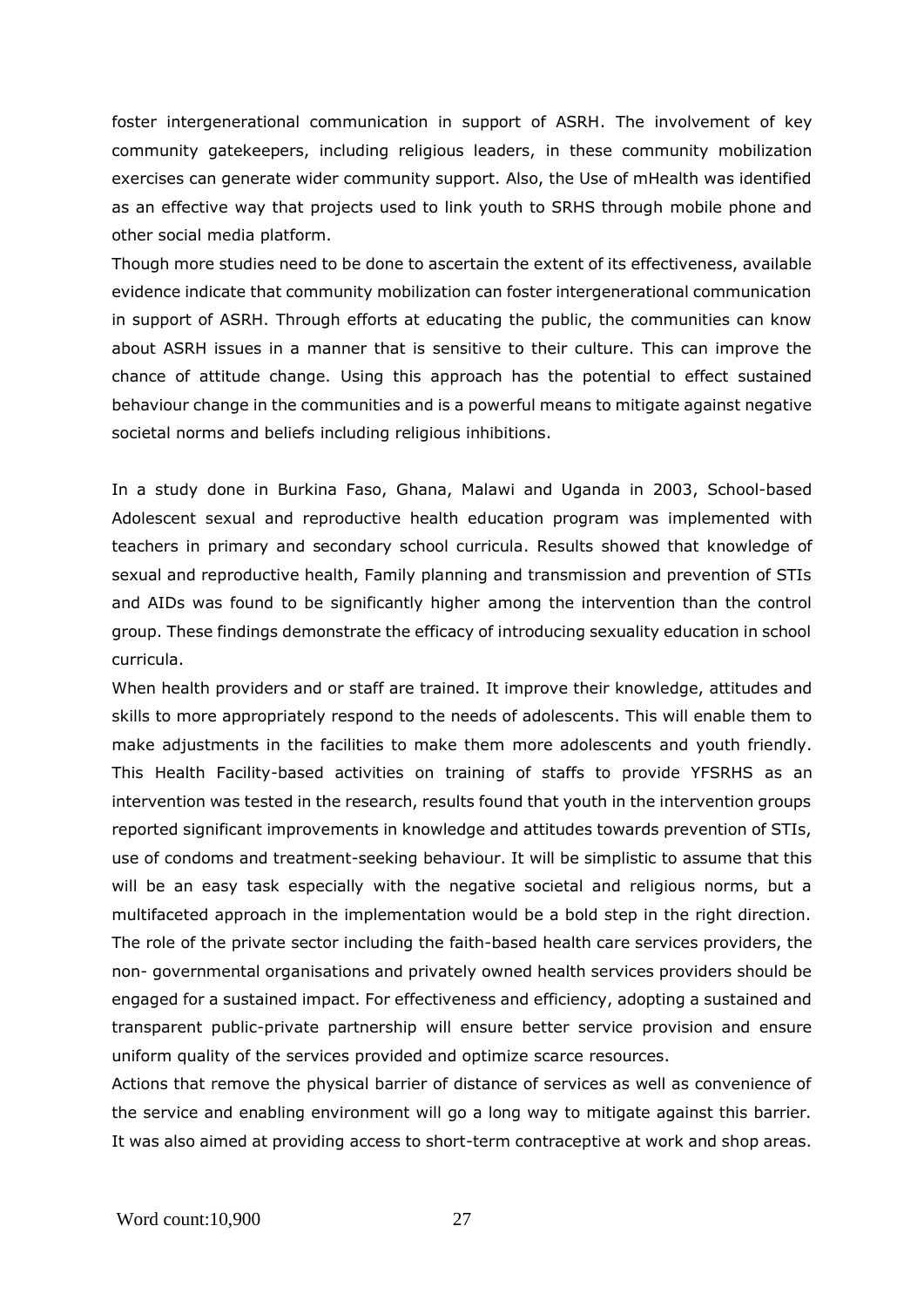foster intergenerational communication in support of ASRH. The involvement of key community gatekeepers, including religious leaders, in these community mobilization exercises can generate wider community support. Also, the Use of mHealth was identified as an effective way that projects used to link youth to SRHS through mobile phone and other social media platform.

Though more studies need to be done to ascertain the extent of its effectiveness, available evidence indicate that community mobilization can foster intergenerational communication in support of ASRH. Through efforts at educating the public, the communities can know about ASRH issues in a manner that is sensitive to their culture. This can improve the chance of attitude change. Using this approach has the potential to effect sustained behaviour change in the communities and is a powerful means to mitigate against negative societal norms and beliefs including religious inhibitions.

In a study done in Burkina Faso, Ghana, Malawi and Uganda in 2003, School-based Adolescent sexual and reproductive health education program was implemented with teachers in primary and secondary school curricula. Results showed that knowledge of sexual and reproductive health, Family planning and transmission and prevention of STIs and AIDs was found to be significantly higher among the intervention than the control group. These findings demonstrate the efficacy of introducing sexuality education in school curricula.

When health providers and or staff are trained. It improve their knowledge, attitudes and skills to more appropriately respond to the needs of adolescents. This will enable them to make adjustments in the facilities to make them more adolescents and youth friendly. This Health Facility-based activities on training of staffs to provide YFSRHS as an intervention was tested in the research, results found that youth in the intervention groups reported significant improvements in knowledge and attitudes towards prevention of STIs, use of condoms and treatment-seeking behaviour. It will be simplistic to assume that this will be an easy task especially with the negative societal and religious norms, but a multifaceted approach in the implementation would be a bold step in the right direction. The role of the private sector including the faith-based health care services providers, the non- governmental organisations and privately owned health services providers should be engaged for a sustained impact. For effectiveness and efficiency, adopting a sustained and transparent public-private partnership will ensure better service provision and ensure uniform quality of the services provided and optimize scarce resources.

Actions that remove the physical barrier of distance of services as well as convenience of the service and enabling environment will go a long way to mitigate against this barrier. It was also aimed at providing access to short-term contraceptive at work and shop areas.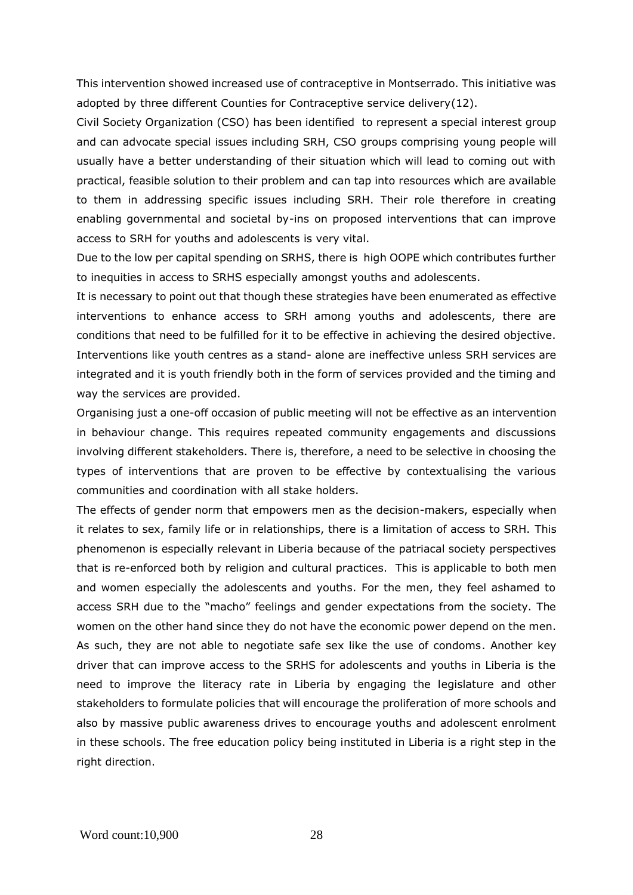This intervention showed increased use of contraceptive in Montserrado. This initiative was adopted by three different Counties for Contraceptive service delivery(12).

Civil Society Organization (CSO) has been identified to represent a special interest group and can advocate special issues including SRH, CSO groups comprising young people will usually have a better understanding of their situation which will lead to coming out with practical, feasible solution to their problem and can tap into resources which are available to them in addressing specific issues including SRH. Their role therefore in creating enabling governmental and societal by-ins on proposed interventions that can improve access to SRH for youths and adolescents is very vital.

Due to the low per capital spending on SRHS, there is high OOPE which contributes further to inequities in access to SRHS especially amongst youths and adolescents.

It is necessary to point out that though these strategies have been enumerated as effective interventions to enhance access to SRH among youths and adolescents, there are conditions that need to be fulfilled for it to be effective in achieving the desired objective. Interventions like youth centres as a stand- alone are ineffective unless SRH services are integrated and it is youth friendly both in the form of services provided and the timing and way the services are provided.

Organising just a one-off occasion of public meeting will not be effective as an intervention in behaviour change. This requires repeated community engagements and discussions involving different stakeholders. There is, therefore, a need to be selective in choosing the types of interventions that are proven to be effective by contextualising the various communities and coordination with all stake holders.

The effects of gender norm that empowers men as the decision-makers, especially when it relates to sex, family life or in relationships, there is a limitation of access to SRH. This phenomenon is especially relevant in Liberia because of the patriacal society perspectives that is re-enforced both by religion and cultural practices. This is applicable to both men and women especially the adolescents and youths. For the men, they feel ashamed to access SRH due to the "macho" feelings and gender expectations from the society. The women on the other hand since they do not have the economic power depend on the men. As such, they are not able to negotiate safe sex like the use of condoms. Another key driver that can improve access to the SRHS for adolescents and youths in Liberia is the need to improve the literacy rate in Liberia by engaging the legislature and other stakeholders to formulate policies that will encourage the proliferation of more schools and also by massive public awareness drives to encourage youths and adolescent enrolment in these schools. The free education policy being instituted in Liberia is a right step in the right direction.

Word count:10,900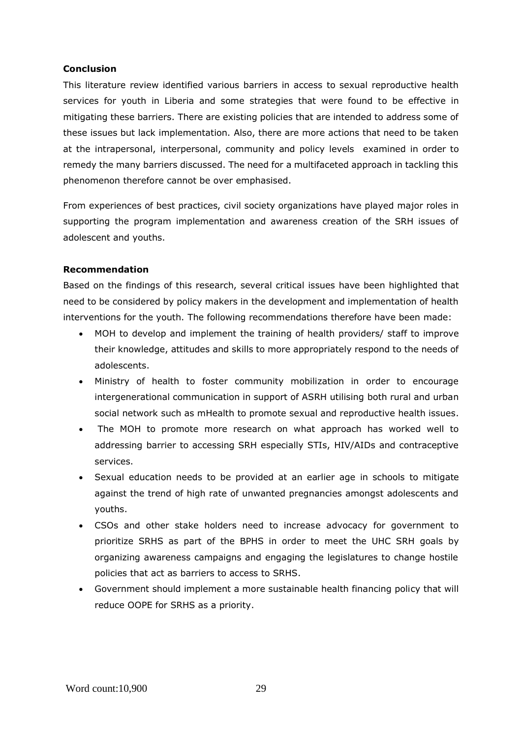**Conclusion**

This literature review identified various barriers in access to sexual reproductive health services for youth in Liberia and some strategies that were found to be effective in mitigating these barriers. There are existing policies that are intended to address some of these issues but lack implementation. Also, there are more actions that need to be taken at the intrapersonal, interpersonal, community and policy levels examined in order to remedy the many barriers discussed. The need for a multifaceted approach in tackling this phenomenon therefore cannot be over emphasised.

From experiences of best practices, civil society organizations have played major roles in supporting the program implementation and awareness creation of the SRH issues of adolescent and youths.

**Recommendation**

Based on the findings of this research, several critical issues have been highlighted that need to be considered by policy makers in the development and implementation of health interventions for the youth. The following recommendations therefore have been made:

- MOH to develop and implement the training of health providers/ staff to improve their knowledge, attitudes and skills to more appropriately respond to the needs of adolescents.
- Ministry of health to foster community mobilization in order to encourage intergenerational communication in support of ASRH utilising both rural and urban social network such as mHealth to promote sexual and reproductive health issues.
- The MOH to promote more research on what approach has worked well to addressing barrier to accessing SRH especially STIs, HIV/AIDs and contraceptive services.
- Sexual education needs to be provided at an earlier age in schools to mitigate against the trend of high rate of unwanted pregnancies amongst adolescents and youths.
- CSOs and other stake holders need to increase advocacy for government to prioritize SRHS as part of the BPHS in order to meet the UHC SRH goals by organizing awareness campaigns and engaging the legislatures to change hostile policies that act as barriers to access to SRHS.
- Government should implement a more sustainable health financing policy that will reduce OOPE for SRHS as a priority.

Word count:10,900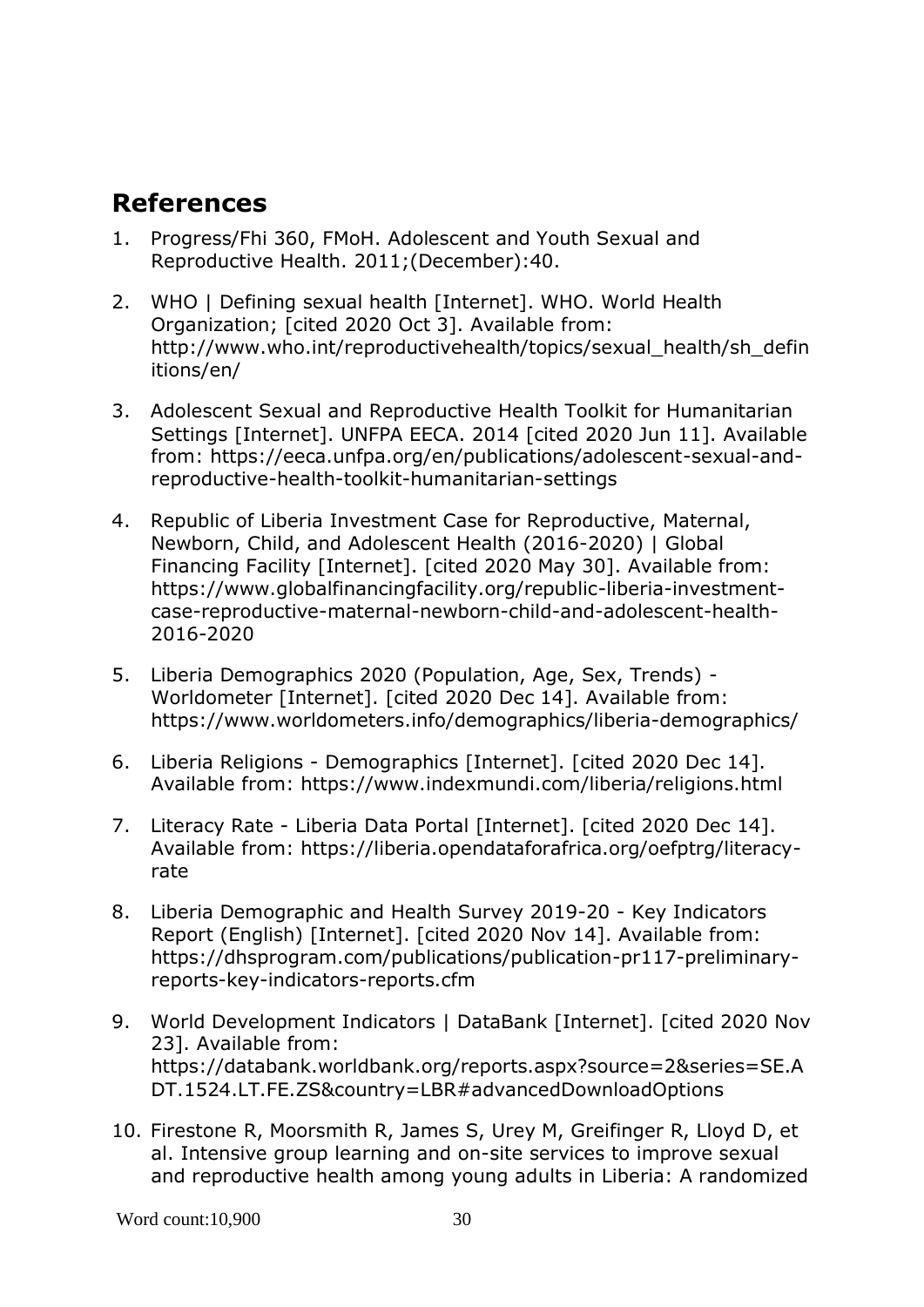## References

1. Progress/Fhi 360, FMoH. Adolescent and Youth Sexual and Reproductive Health. 2011;(December):40.

2. WHO | Defining sexual health [Internet]. WHO. World Health Organization; [cited 2020 Oct 3]. Available from: http://www.who.int/reproductivehealth/topics/sexual_health/sh_definitions/en/

3. Adolescent Sexual and Reproductive Health Toolkit for Humanitarian Settings [Internet]. UNFPA EECA. 2014 [cited 2020 Jun 11]. Available from: https://eeca.unfpa.org/en/publications/adolescent-sexual-and-reproductive-health-toolkit-humanitarian-settings

4. Republic of Liberia Investment Case for Reproductive, Maternal, Newborn, Child, and Adolescent Health (2016-2020) | Global Financing Facility [Internet]. [cited 2020 May 30]. Available from: https://www.globalfinancingfacility.org/republic-liberia-investment-case-reproductive-maternal-newborn-child-and-adolescent-health-2016-2020

5. Liberia Demographics 2020 (Population, Age, Sex, Trends) - Worldometer [Internet]. [cited 2020 Dec 14]. Available from: https://www.worldometers.info/demographics/liberia-demographics/

6. Liberia Religions - Demographics [Internet]. [cited 2020 Dec 14]. Available from: https://www.indexmundi.com/liberia/religions.html

7. Literacy Rate - Liberia Data Portal [Internet]. [cited 2020 Dec 14]. Available from: https://liberia.opendataforafrica.org/oefptrg/literacy-rate

8. Liberia Demographic and Health Survey 2019-20 - Key Indicators Report (English) [Internet]. [cited 2020 Nov 14]. Available from: https://dhsprogram.com/publications/publication-pr117-preliminary-reports-key-indicators-reports.cfm

9. World Development Indicators | DataBank [Internet]. [cited 2020 Nov 23]. Available from: https://databank.worldbank.org/reports.aspx?source=2&series=SE.ADT.1524.LT.FE.ZS&country=LBR#advancedDownloadOptions

10. Firestone R, Moorsmith R, James S, Urey M, Greifinger R, Lloyd D, et al. Intensive group learning and on-site services to improve sexual and reproductive health among young adults in Liberia: A randomized

Word count:10,900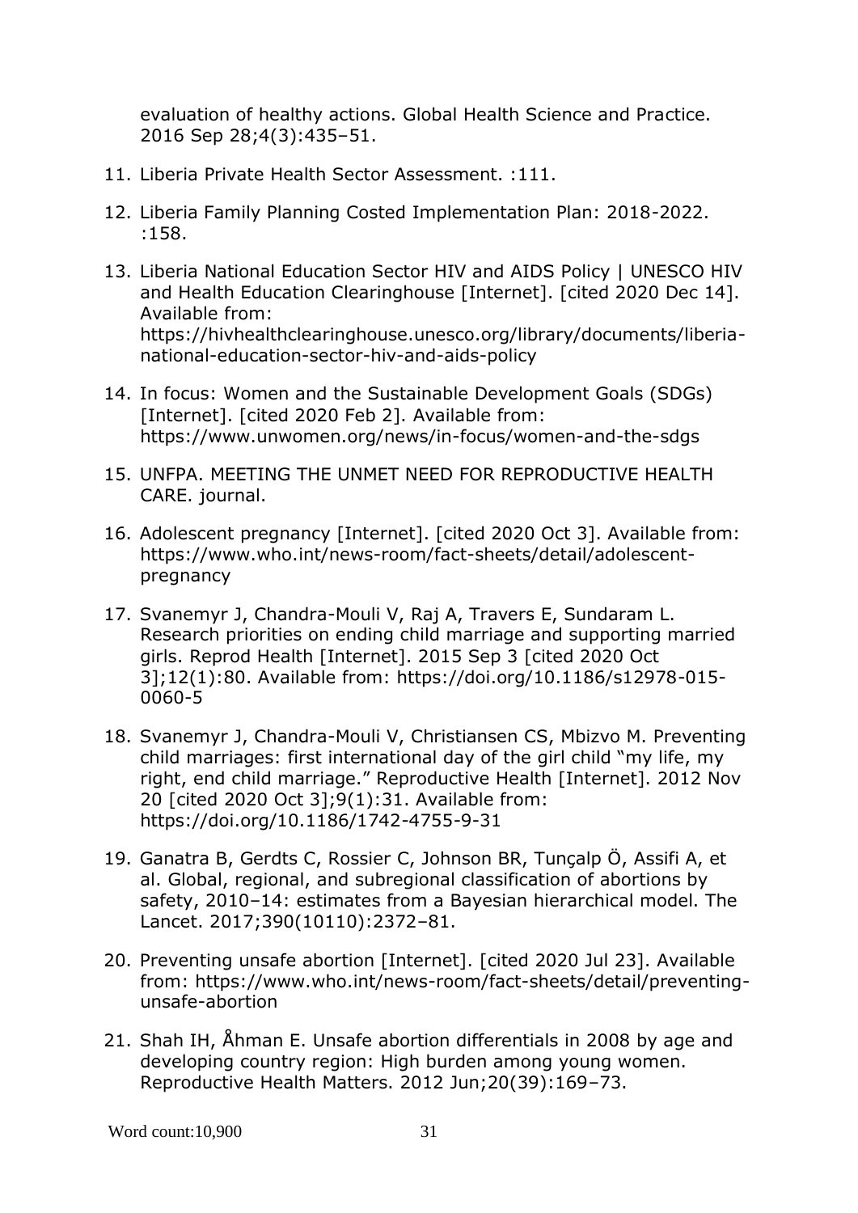evaluation of healthy actions. Global Health Science and Practice. 2016 Sep 28;4(3):435–51.

11. Liberia Private Health Sector Assessment. :111.
12. Liberia Family Planning Costed Implementation Plan: 2018-2022. :158.
13. Liberia National Education Sector HIV and AIDS Policy | UNESCO HIV and Health Education Clearinghouse [Internet]. [cited 2020 Dec 14]. Available from: https://hivhealthclearinghouse.unesco.org/library/documents/liberia-national-education-sector-hiv-and-aids-policy
14. In focus: Women and the Sustainable Development Goals (SDGs) [Internet]. [cited 2020 Feb 2]. Available from: https://www.unwomen.org/news/in-focus/women-and-the-sdgs
15. UNFPA. MEETING THE UNMET NEED FOR REPRODUCTIVE HEALTH CARE. journal.
16. Adolescent pregnancy [Internet]. [cited 2020 Oct 3]. Available from: https://www.who.int/news-room/fact-sheets/detail/adolescent-pregnancy
17. Svanemyr J, Chandra-Mouli V, Raj A, Travers E, Sundaram L. Research priorities on ending child marriage and supporting married girls. Reprod Health [Internet]. 2015 Sep 3 [cited 2020 Oct 3];12(1):80. Available from: https://doi.org/10.1186/s12978-015-0060-5
18. Svanemyr J, Chandra-Mouli V, Christiansen CS, Mbizvo M. Preventing child marriages: first international day of the girl child "my life, my right, end child marriage." Reproductive Health [Internet]. 2012 Nov 20 [cited 2020 Oct 3];9(1):31. Available from: https://doi.org/10.1186/1742-4755-9-31
19. Ganatra B, Gerdts C, Rossier C, Johnson BR, Tunçalp Ö, Assifi A, et al. Global, regional, and subregional classification of abortions by safety, 2010–14: estimates from a Bayesian hierarchical model. The Lancet. 2017;390(10110):2372–81.
20. Preventing unsafe abortion [Internet]. [cited 2020 Jul 23]. Available from: https://www.who.int/news-room/fact-sheets/detail/preventing-unsafe-abortion
21. Shah IH, Åhman E. Unsafe abortion differentials in 2008 by age and developing country region: High burden among young women. Reproductive Health Matters. 2012 Jun;20(39):169–73.

Word count:10,900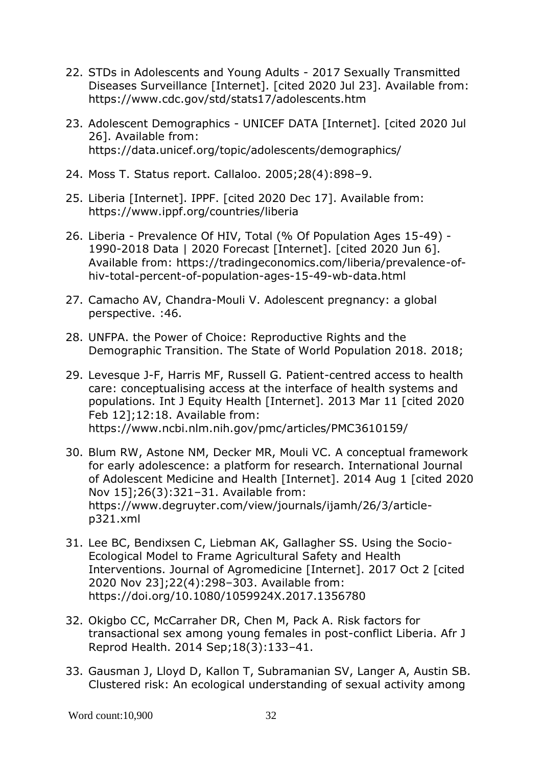22. STDs in Adolescents and Young Adults - 2017 Sexually Transmitted Diseases Surveillance [Internet]. [cited 2020 Jul 23]. Available from: https://www.cdc.gov/std/stats17/adolescents.htm

23. Adolescent Demographics - UNICEF DATA [Internet]. [cited 2020 Jul 26]. Available from: https://data.unicef.org/topic/adolescents/demographics/

24. Moss T. Status report. Callaloo. 2005;28(4):898–9.

25. Liberia [Internet]. IPPF. [cited 2020 Dec 17]. Available from: https://www.ippf.org/countries/liberia

26. Liberia - Prevalence Of HIV, Total (% Of Population Ages 15-49) - 1990-2018 Data | 2020 Forecast [Internet]. [cited 2020 Jun 6]. Available from: https://tradingeconomics.com/liberia/prevalence-of-hiv-total-percent-of-population-ages-15-49-wb-data.html

27. Camacho AV, Chandra-Mouli V. Adolescent pregnancy: a global perspective. :46.

28. UNFPA. the Power of Choice: Reproductive Rights and the Demographic Transition. The State of World Population 2018. 2018;

29. Levesque J-F, Harris MF, Russell G. Patient-centred access to health care: conceptualising access at the interface of health systems and populations. Int J Equity Health [Internet]. 2013 Mar 11 [cited 2020 Feb 12];12:18. Available from: https://www.ncbi.nlm.nih.gov/pmc/articles/PMC3610159/

30. Blum RW, Astone NM, Decker MR, Mouli VC. A conceptual framework for early adolescence: a platform for research. International Journal of Adolescent Medicine and Health [Internet]. 2014 Aug 1 [cited 2020 Nov 15];26(3):321–31. Available from: https://www.degruyter.com/view/journals/ijamh/26/3/article-p321.xml

31. Lee BC, Bendixsen C, Liebman AK, Gallagher SS. Using the Socio-Ecological Model to Frame Agricultural Safety and Health Interventions. Journal of Agromedicine [Internet]. 2017 Oct 2 [cited 2020 Nov 23];22(4):298–303. Available from: https://doi.org/10.1080/1059924X.2017.1356780

32. Okigbo CC, McCarraher DR, Chen M, Pack A. Risk factors for transactional sex among young females in post-conflict Liberia. Afr J Reprod Health. 2014 Sep;18(3):133–41.

33. Gausman J, Lloyd D, Kallon T, Subramanian SV, Langer A, Austin SB. Clustered risk: An ecological understanding of sexual activity among

Word count:10,900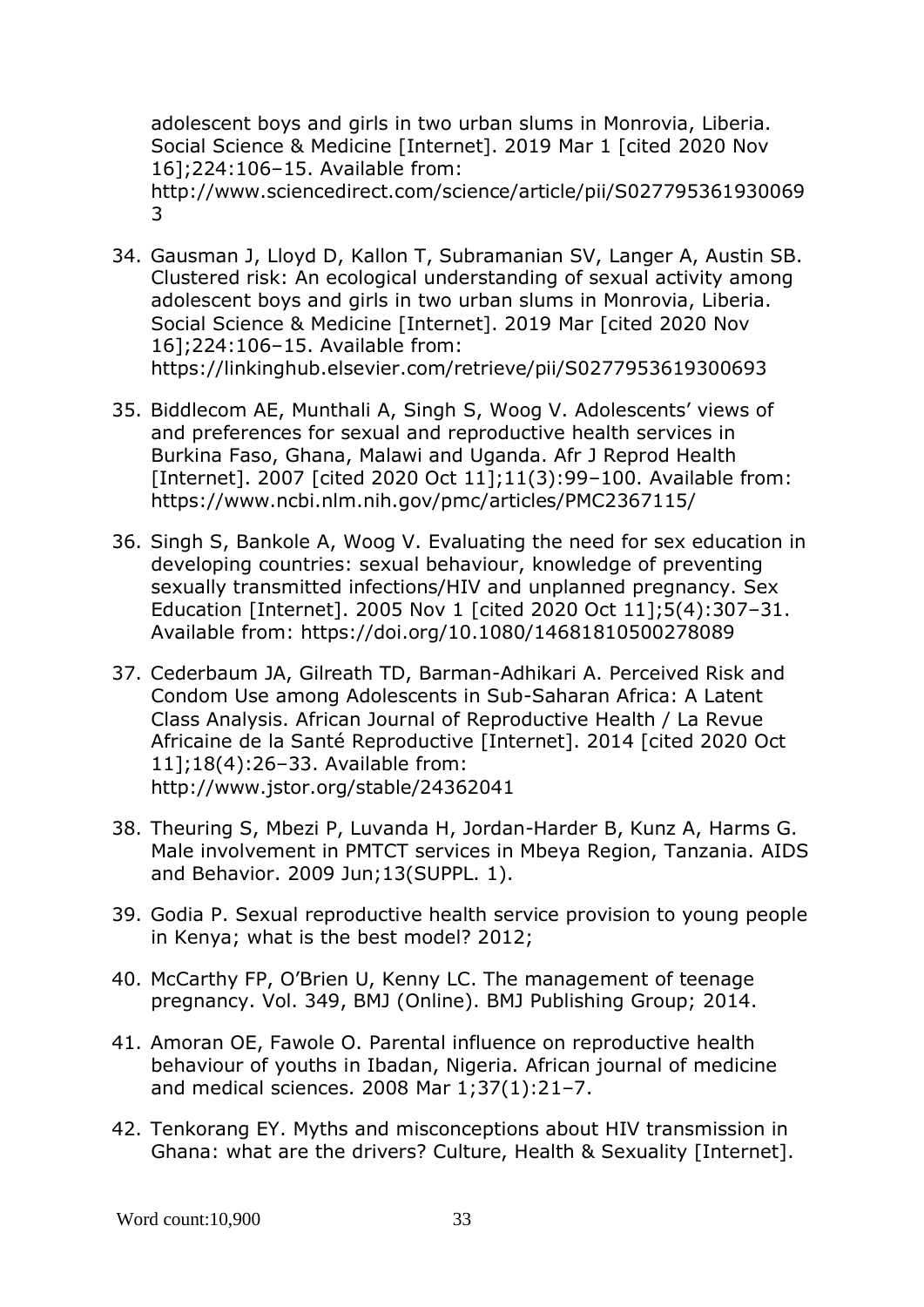adolescent boys and girls in two urban slums in Monrovia, Liberia. Social Science & Medicine [Internet]. 2019 Mar 1 [cited 2020 Nov 16];224:106–15. Available from: http://www.sciencedirect.com/science/article/pii/S0277953619300693

34. Gausman J, Lloyd D, Kallon T, Subramanian SV, Langer A, Austin SB. Clustered risk: An ecological understanding of sexual activity among adolescent boys and girls in two urban slums in Monrovia, Liberia. Social Science & Medicine [Internet]. 2019 Mar [cited 2020 Nov 16];224:106–15. Available from: https://linkinghub.elsevier.com/retrieve/pii/S0277953619300693

35. Biddlecom AE, Munthali A, Singh S, Woog V. Adolescents' views of and preferences for sexual and reproductive health services in Burkina Faso, Ghana, Malawi and Uganda. Afr J Reprod Health [Internet]. 2007 [cited 2020 Oct 11];11(3):99–100. Available from: https://www.ncbi.nlm.nih.gov/pmc/articles/PMC2367115/

36. Singh S, Bankole A, Woog V. Evaluating the need for sex education in developing countries: sexual behaviour, knowledge of preventing sexually transmitted infections/HIV and unplanned pregnancy. Sex Education [Internet]. 2005 Nov 1 [cited 2020 Oct 11];5(4):307–31. Available from: https://doi.org/10.1080/14681810500278089

37. Cederbaum JA, Gilreath TD, Barman-Adhikari A. Perceived Risk and Condom Use among Adolescents in Sub-Saharan Africa: A Latent Class Analysis. African Journal of Reproductive Health / La Revue Africaine de la Santé Reproductive [Internet]. 2014 [cited 2020 Oct 11];18(4):26–33. Available from: http://www.jstor.org/stable/24362041

38. Theuring S, Mbezi P, Luvanda H, Jordan-Harder B, Kunz A, Harms G. Male involvement in PMTCT services in Mbeya Region, Tanzania. AIDS and Behavior. 2009 Jun;13(SUPPL. 1).

39. Godia P. Sexual reproductive health service provision to young people in Kenya; what is the best model? 2012;

40. McCarthy FP, O'Brien U, Kenny LC. The management of teenage pregnancy. Vol. 349, BMJ (Online). BMJ Publishing Group; 2014.

41. Amoran OE, Fawole O. Parental influence on reproductive health behaviour of youths in Ibadan, Nigeria. African journal of medicine and medical sciences. 2008 Mar 1;37(1):21–7.

42. Tenkorang EY. Myths and misconceptions about HIV transmission in Ghana: what are the drivers? Culture, Health & Sexuality [Internet].

Word count:10,900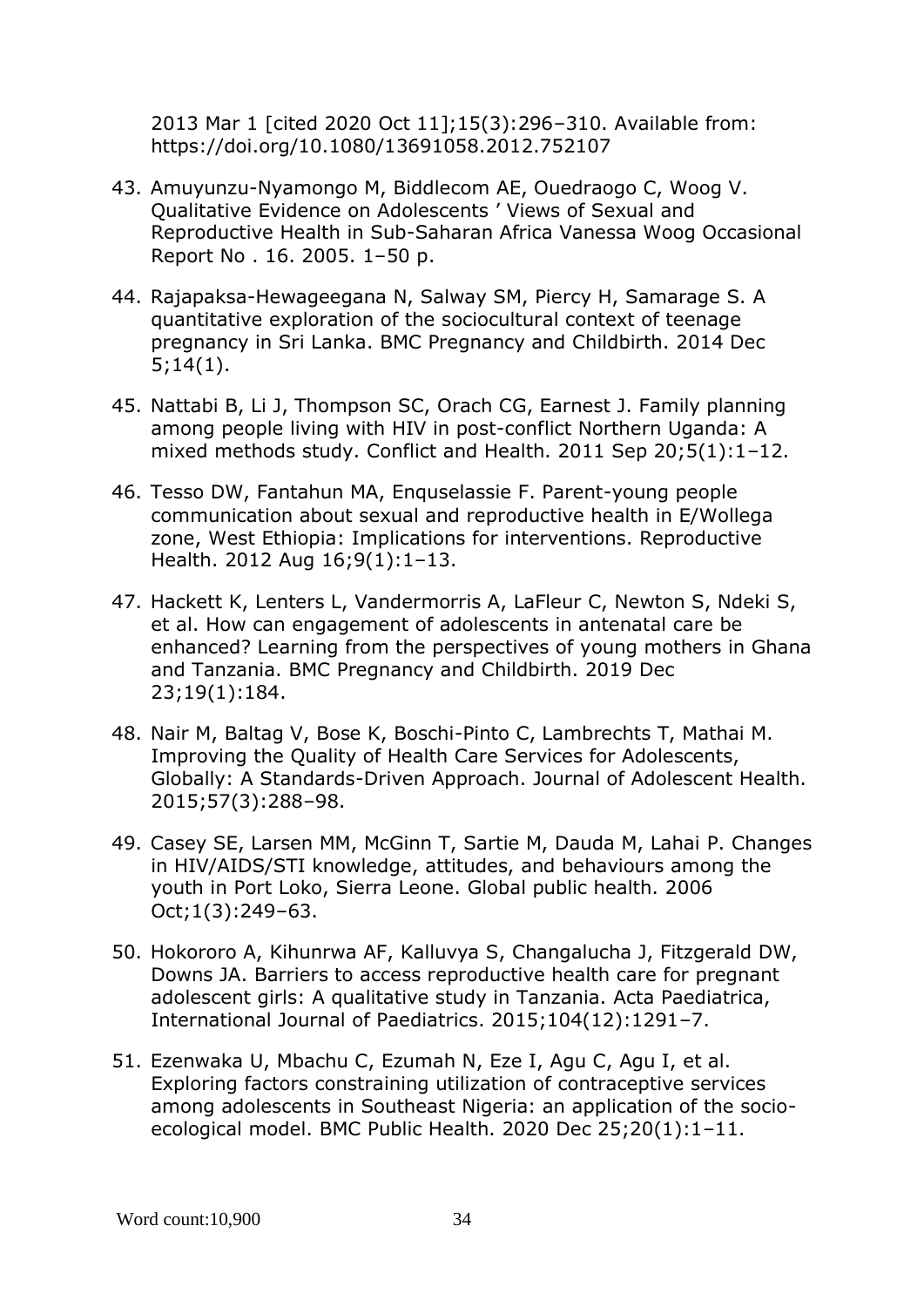2013 Mar 1 [cited 2020 Oct 11];15(3):296–310. Available from: https://doi.org/10.1080/13691058.2012.752107

43. Amuyunzu-Nyamongo M, Biddlecom AE, Ouedraogo C, Woog V. Qualitative Evidence on Adolescents ' Views of Sexual and Reproductive Health in Sub-Saharan Africa Vanessa Woog Occasional Report No . 16. 2005. 1–50 p.

44. Rajapaksa-Hewageegana N, Salway SM, Piercy H, Samarage S. A quantitative exploration of the sociocultural context of teenage pregnancy in Sri Lanka. BMC Pregnancy and Childbirth. 2014 Dec 5;14(1).

45. Nattabi B, Li J, Thompson SC, Orach CG, Earnest J. Family planning among people living with HIV in post-conflict Northern Uganda: A mixed methods study. Conflict and Health. 2011 Sep 20;5(1):1–12.

46. Tesso DW, Fantahun MA, Enquselassie F. Parent-young people communication about sexual and reproductive health in E/Wollega zone, West Ethiopia: Implications for interventions. Reproductive Health. 2012 Aug 16;9(1):1–13.

47. Hackett K, Lenters L, Vandermorris A, LaFleur C, Newton S, Ndeki S, et al. How can engagement of adolescents in antenatal care be enhanced? Learning from the perspectives of young mothers in Ghana and Tanzania. BMC Pregnancy and Childbirth. 2019 Dec 23;19(1):184.

48. Nair M, Baltag V, Bose K, Boschi-Pinto C, Lambrechts T, Mathai M. Improving the Quality of Health Care Services for Adolescents, Globally: A Standards-Driven Approach. Journal of Adolescent Health. 2015;57(3):288–98.

49. Casey SE, Larsen MM, McGinn T, Sartie M, Dauda M, Lahai P. Changes in HIV/AIDS/STI knowledge, attitudes, and behaviours among the youth in Port Loko, Sierra Leone. Global public health. 2006 Oct;1(3):249–63.

50. Hokororo A, Kihunrwa AF, Kalluvya S, Changalucha J, Fitzgerald DW, Downs JA. Barriers to access reproductive health care for pregnant adolescent girls: A qualitative study in Tanzania. Acta Paediatrica, International Journal of Paediatrics. 2015;104(12):1291–7.

51. Ezenwaka U, Mbachu C, Ezumah N, Eze I, Agu C, Agu I, et al. Exploring factors constraining utilization of contraceptive services among adolescents in Southeast Nigeria: an application of the socio-ecological model. BMC Public Health. 2020 Dec 25;20(1):1–11.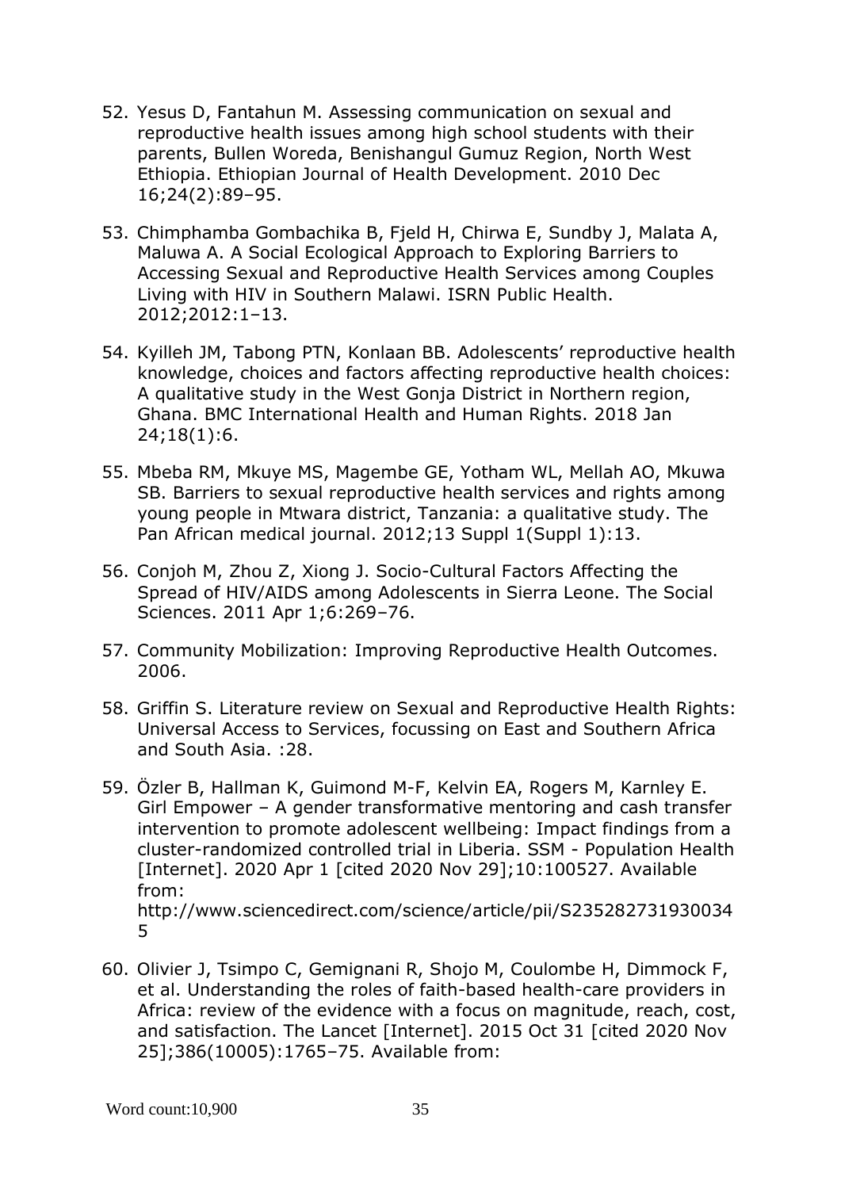52. Yesus D, Fantahun M. Assessing communication on sexual and reproductive health issues among high school students with their parents, Bullen Woreda, Benishangul Gumuz Region, North West Ethiopia. Ethiopian Journal of Health Development. 2010 Dec 16;24(2):89–95.

53. Chimphamba Gombachika B, Fjeld H, Chirwa E, Sundby J, Malata A, Maluwa A. A Social Ecological Approach to Exploring Barriers to Accessing Sexual and Reproductive Health Services among Couples Living with HIV in Southern Malawi. ISRN Public Health. 2012;2012:1–13.

54. Kyilleh JM, Tabong PTN, Konlaan BB. Adolescents' reproductive health knowledge, choices and factors affecting reproductive health choices: A qualitative study in the West Gonja District in Northern region, Ghana. BMC International Health and Human Rights. 2018 Jan 24;18(1):6.

55. Mbeba RM, Mkuye MS, Magembe GE, Yotham WL, Mellah AO, Mkuwa SB. Barriers to sexual reproductive health services and rights among young people in Mtwara district, Tanzania: a qualitative study. The Pan African medical journal. 2012;13 Suppl 1(Suppl 1):13.

56. Conjoh M, Zhou Z, Xiong J. Socio-Cultural Factors Affecting the Spread of HIV/AIDS among Adolescents in Sierra Leone. The Social Sciences. 2011 Apr 1;6:269–76.

57. Community Mobilization: Improving Reproductive Health Outcomes. 2006.

58. Griffin S. Literature review on Sexual and Reproductive Health Rights: Universal Access to Services, focussing on East and Southern Africa and South Asia. :28.

59. Özler B, Hallman K, Guimond M-F, Kelvin EA, Rogers M, Karnley E. Girl Empower – A gender transformative mentoring and cash transfer intervention to promote adolescent wellbeing: Impact findings from a cluster-randomized controlled trial in Liberia. SSM - Population Health [Internet]. 2020 Apr 1 [cited 2020 Nov 29];10:100527. Available from: http://www.sciencedirect.com/science/article/pii/S2352827319300345

60. Olivier J, Tsimpo C, Gemignani R, Shojo M, Coulombe H, Dimmock F, et al. Understanding the roles of faith-based health-care providers in Africa: review of the evidence with a focus on magnitude, reach, cost, and satisfaction. The Lancet [Internet]. 2015 Oct 31 [cited 2020 Nov 25];386(10005):1765–75. Available from:

Word count:10,900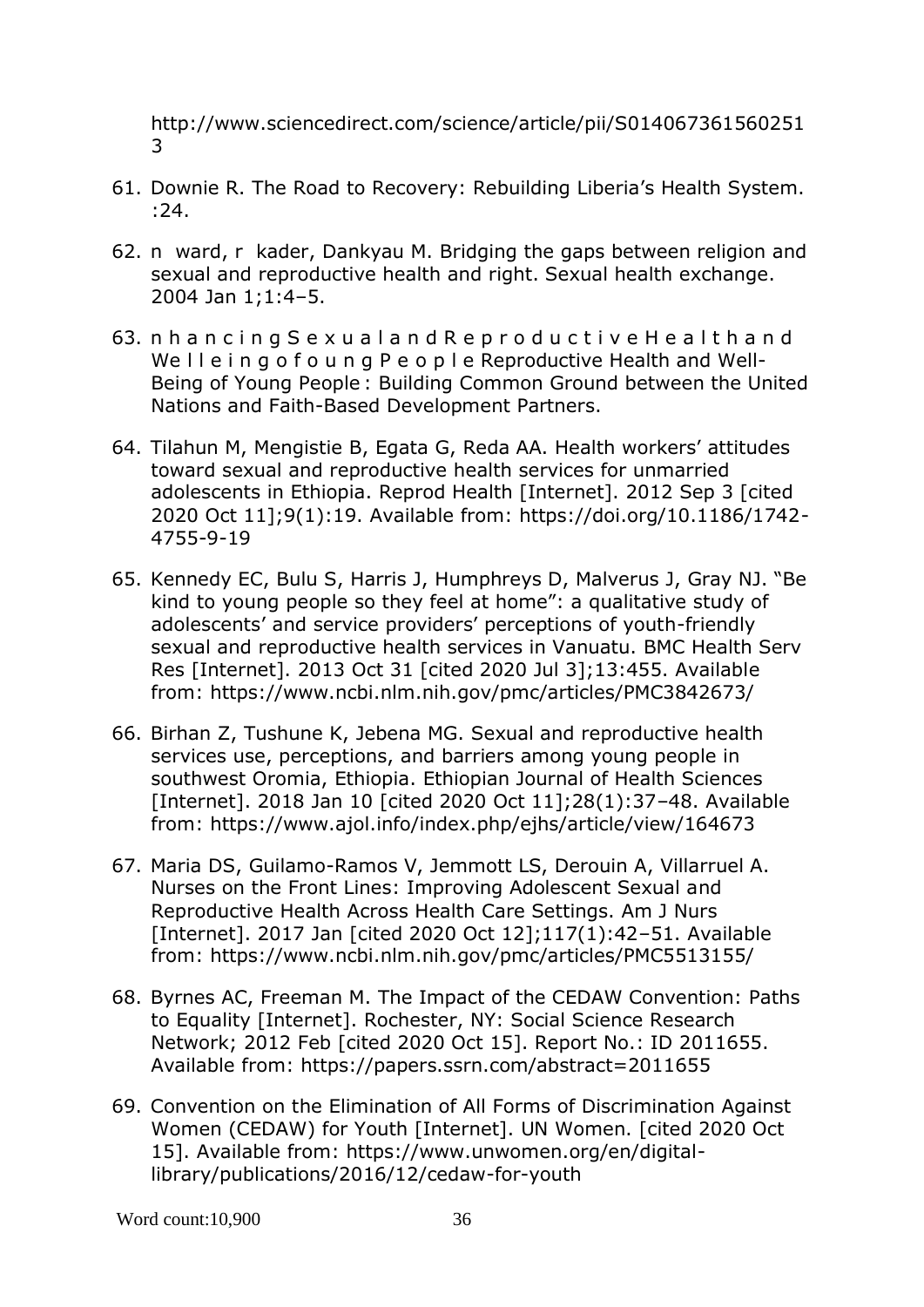http://www.sciencedirect.com/science/article/pii/S0140673615602513

61. Downie R. The Road to Recovery: Rebuilding Liberia's Health System. :24.

62. n ward, r kader, Dankyau M. Bridging the gaps between religion and sexual and reproductive health and right. Sexual health exchange. 2004 Jan 1;1:4–5.

63. n h a n c i n g S e x u a l a n d R e p r o d u c t i v e H e a l t h a n d We l l e i n g o f o u n g P e o p l e Reproductive Health and Well-Being of Young People : Building Common Ground between the United Nations and Faith-Based Development Partners.

64. Tilahun M, Mengistie B, Egata G, Reda AA. Health workers' attitudes toward sexual and reproductive health services for unmarried adolescents in Ethiopia. Reprod Health [Internet]. 2012 Sep 3 [cited 2020 Oct 11];9(1):19. Available from: https://doi.org/10.1186/1742-4755-9-19

65. Kennedy EC, Bulu S, Harris J, Humphreys D, Malverus J, Gray NJ. "Be kind to young people so they feel at home": a qualitative study of adolescents' and service providers' perceptions of youth-friendly sexual and reproductive health services in Vanuatu. BMC Health Serv Res [Internet]. 2013 Oct 31 [cited 2020 Jul 3];13:455. Available from: https://www.ncbi.nlm.nih.gov/pmc/articles/PMC3842673/

66. Birhan Z, Tushune K, Jebena MG. Sexual and reproductive health services use, perceptions, and barriers among young people in southwest Oromia, Ethiopia. Ethiopian Journal of Health Sciences [Internet]. 2018 Jan 10 [cited 2020 Oct 11];28(1):37–48. Available from: https://www.ajol.info/index.php/ejhs/article/view/164673

67. Maria DS, Guilamo-Ramos V, Jemmott LS, Derouin A, Villarruel A. Nurses on the Front Lines: Improving Adolescent Sexual and Reproductive Health Across Health Care Settings. Am J Nurs [Internet]. 2017 Jan [cited 2020 Oct 12];117(1):42–51. Available from: https://www.ncbi.nlm.nih.gov/pmc/articles/PMC5513155/

68. Byrnes AC, Freeman M. The Impact of the CEDAW Convention: Paths to Equality [Internet]. Rochester, NY: Social Science Research Network; 2012 Feb [cited 2020 Oct 15]. Report No.: ID 2011655. Available from: https://papers.ssrn.com/abstract=2011655

69. Convention on the Elimination of All Forms of Discrimination Against Women (CEDAW) for Youth [Internet]. UN Women. [cited 2020 Oct 15]. Available from: https://www.unwomen.org/en/digital-library/publications/2016/12/cedaw-for-youth

Word count:10,900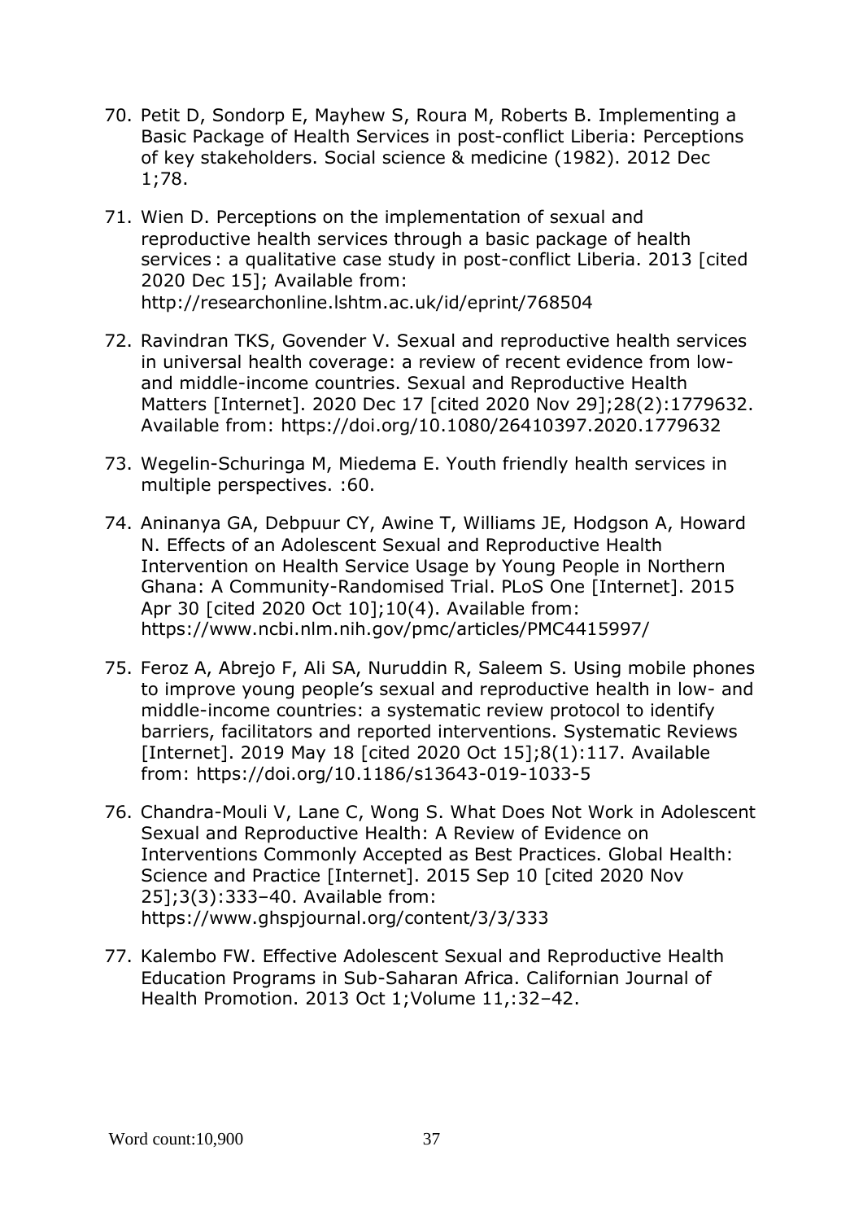70. Petit D, Sondorp E, Mayhew S, Roura M, Roberts B. Implementing a Basic Package of Health Services in post-conflict Liberia: Perceptions of key stakeholders. Social science & medicine (1982). 2012 Dec 1;78.

71. Wien D. Perceptions on the implementation of sexual and reproductive health services through a basic package of health services : a qualitative case study in post-conflict Liberia. 2013 [cited 2020 Dec 15]; Available from: http://researchonline.lshtm.ac.uk/id/eprint/768504

72. Ravindran TKS, Govender V. Sexual and reproductive health services in universal health coverage: a review of recent evidence from low- and middle-income countries. Sexual and Reproductive Health Matters [Internet]. 2020 Dec 17 [cited 2020 Nov 29];28(2):1779632. Available from: https://doi.org/10.1080/26410397.2020.1779632

73. Wegelin-Schuringa M, Miedema E. Youth friendly health services in multiple perspectives. :60.

74. Aninanya GA, Debpuur CY, Awine T, Williams JE, Hodgson A, Howard N. Effects of an Adolescent Sexual and Reproductive Health Intervention on Health Service Usage by Young People in Northern Ghana: A Community-Randomised Trial. PLoS One [Internet]. 2015 Apr 30 [cited 2020 Oct 10];10(4). Available from: https://www.ncbi.nlm.nih.gov/pmc/articles/PMC4415997/

75. Feroz A, Abrejo F, Ali SA, Nuruddin R, Saleem S. Using mobile phones to improve young people's sexual and reproductive health in low- and middle-income countries: a systematic review protocol to identify barriers, facilitators and reported interventions. Systematic Reviews [Internet]. 2019 May 18 [cited 2020 Oct 15];8(1):117. Available from: https://doi.org/10.1186/s13643-019-1033-5

76. Chandra-Mouli V, Lane C, Wong S. What Does Not Work in Adolescent Sexual and Reproductive Health: A Review of Evidence on Interventions Commonly Accepted as Best Practices. Global Health: Science and Practice [Internet]. 2015 Sep 10 [cited 2020 Nov 25];3(3):333–40. Available from: https://www.ghspjournal.org/content/3/3/333

77. Kalembo FW. Effective Adolescent Sexual and Reproductive Health Education Programs in Sub-Saharan Africa. Californian Journal of Health Promotion. 2013 Oct 1;Volume 11,:32–42.

Word count:10,900